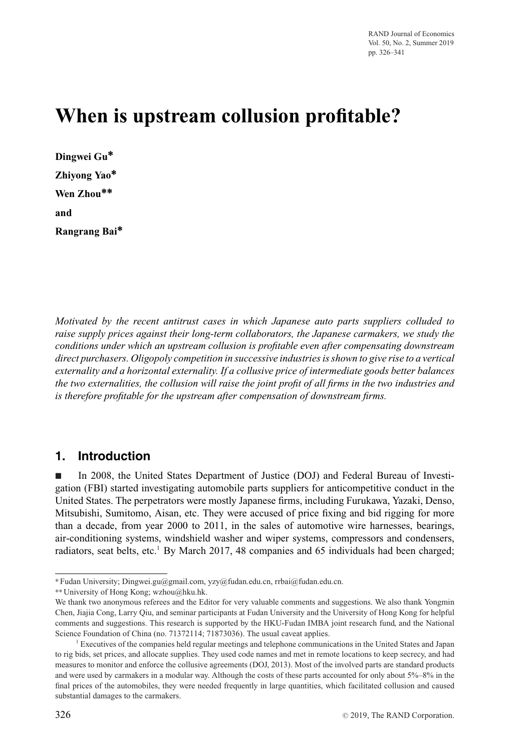# When is upstream collusion profitable?

**Dingwei Gu***

**Zhiyong Yao***

**Wen Zhou****

**and**

**Rangrang Bai***

*Motivated by the recent antitrust cases in which Japanese auto parts suppliers colluded to raise supply prices against their long-term collaborators, the Japanese carmakers, we study the conditions under which an upstream collusion is profitable even after compensating downstream direct purchasers. Oligopoly competition in successive industries is shown to give rise to a vertical externality and a horizontal externality. If a collusive price of intermediate goods better balances the two externalities, the collusion will raise the joint profit of all firms in the two industries and is therefore profitable for the upstream after compensation of downstream firms.*

## 1. Introduction

■ In 2008, the United States Department of Justice (DOJ) and Federal Bureau of Investigation (FBI) started investigating automobile parts suppliers for anticompetitive conduct in the United States. The perpetrators were mostly Japanese firms, including Furukawa, Yazaki, Denso, Mitsubishi, Sumitomo, Aisan, etc. They were accused of price fixing and bid rigging for more than a decade, from year 2000 to 2011, in the sales of automotive wire harnesses, bearings, air-conditioning systems, windshield washer and wiper systems, compressors and condensers, radiators, seat belts, etc.[1] By March 2017, 48 companies and 65 individuals had been charged;

---

\* Fudan University; Dingwei.gu@gmail.com, yzy@fudan.edu.cn, rrbai@fudan.edu.cn.

\*\* University of Hong Kong; wzhou@hku.hk.

We thank two anonymous referees and the Editor for very valuable comments and suggestions. We also thank Yongmin Chen, Jiajia Cong, Larry Qiu, and seminar participants at Fudan University and the University of Hong Kong for helpful comments and suggestions. This research is supported by the HKU-Fudan IMBA joint research fund, and the National Science Foundation of China (no. 71372114; 71873036). The usual caveat applies.

[1] Executives of the companies held regular meetings and telephone communications in the United States and Japan to rig bids, set prices, and allocate supplies. They used code names and met in remote locations to keep secrecy, and had measures to monitor and enforce the collusive agreements (DOJ, 2013). Most of the involved parts are standard products and were used by carmakers in a modular way. Although the costs of these parts accounted for only about 5%–8% in the final prices of the automobiles, they were needed frequently in large quantities, which facilitated collusion and caused substantial damages to the carmakers.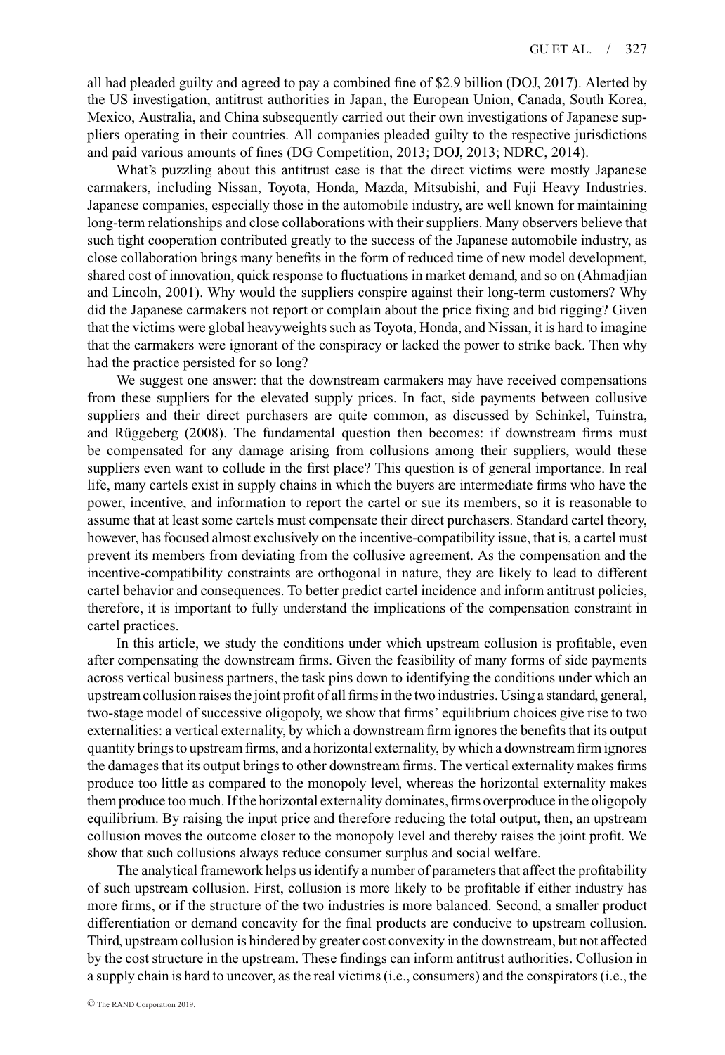all had pleaded guilty and agreed to pay a combined fine of $2.9 billion (DOJ, 2017). Alerted by the US investigation, antitrust authorities in Japan, the European Union, Canada, South Korea, Mexico, Australia, and China subsequently carried out their own investigations of Japanese suppliers operating in their countries. All companies pleaded guilty to the respective jurisdictions and paid various amounts of fines (DG Competition, 2013; DOJ, 2013; NDRC, 2014).

What's puzzling about this antitrust case is that the direct victims were mostly Japanese carmakers, including Nissan, Toyota, Honda, Mazda, Mitsubishi, and Fuji Heavy Industries. Japanese companies, especially those in the automobile industry, are well known for maintaining long-term relationships and close collaborations with their suppliers. Many observers believe that such tight cooperation contributed greatly to the success of the Japanese automobile industry, as close collaboration brings many benefits in the form of reduced time of new model development, shared cost of innovation, quick response to fluctuations in market demand, and so on (Ahmadjian and Lincoln, 2001). Why would the suppliers conspire against their long-term customers? Why did the Japanese carmakers not report or complain about the price fixing and bid rigging? Given that the victims were global heavyweights such as Toyota, Honda, and Nissan, it is hard to imagine that the carmakers were ignorant of the conspiracy or lacked the power to strike back. Then why had the practice persisted for so long?

We suggest one answer: that the downstream carmakers may have received compensations from these suppliers for the elevated supply prices. In fact, side payments between collusive suppliers and their direct purchasers are quite common, as discussed by Schinkel, Tuinstra, and Rüggeberg (2008). The fundamental question then becomes: if downstream firms must be compensated for any damage arising from collusions among their suppliers, would these suppliers even want to collude in the first place? This question is of general importance. In real life, many cartels exist in supply chains in which the buyers are intermediate firms who have the power, incentive, and information to report the cartel or sue its members, so it is reasonable to assume that at least some cartels must compensate their direct purchasers. Standard cartel theory, however, has focused almost exclusively on the incentive-compatibility issue, that is, a cartel must prevent its members from deviating from the collusive agreement. As the compensation and the incentive-compatibility constraints are orthogonal in nature, they are likely to lead to different cartel behavior and consequences. To better predict cartel incidence and inform antitrust policies, therefore, it is important to fully understand the implications of the compensation constraint in cartel practices.

In this article, we study the conditions under which upstream collusion is profitable, even after compensating the downstream firms. Given the feasibility of many forms of side payments across vertical business partners, the task pins down to identifying the conditions under which an upstream collusion raises the joint profit of all firms in the two industries. Using a standard, general, two-stage model of successive oligopoly, we show that firms' equilibrium choices give rise to two externalities: a vertical externality, by which a downstream firm ignores the benefits that its output quantity brings to upstream firms, and a horizontal externality, by which a downstream firm ignores the damages that its output brings to other downstream firms. The vertical externality makes firms produce too little as compared to the monopoly level, whereas the horizontal externality makes them produce too much. If the horizontal externality dominates, firms overproduce in the oligopoly equilibrium. By raising the input price and therefore reducing the total output, then, an upstream collusion moves the outcome closer to the monopoly level and thereby raises the joint profit. We show that such collusions always reduce consumer surplus and social welfare.

The analytical framework helps us identify a number of parameters that affect the profitability of such upstream collusion. First, collusion is more likely to be profitable if either industry has more firms, or if the structure of the two industries is more balanced. Second, a smaller product differentiation or demand concavity for the final products are conducive to upstream collusion. Third, upstream collusion is hindered by greater cost convexity in the downstream, but not affected by the cost structure in the upstream. These findings can inform antitrust authorities. Collusion in a supply chain is hard to uncover, as the real victims (i.e., consumers) and the conspirators (i.e., the

© The RAND Corporation 2019.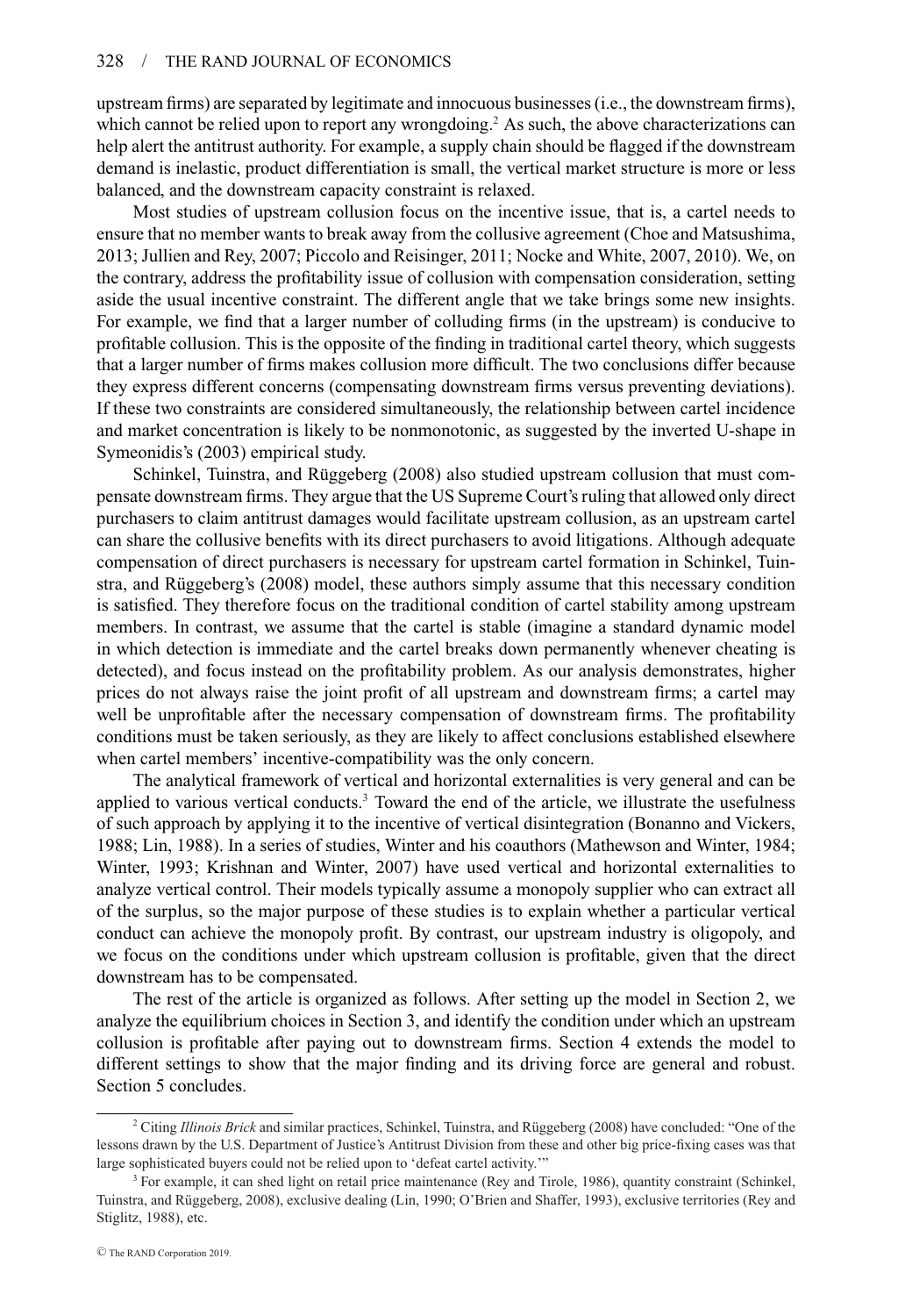upstream firms) are separated by legitimate and innocuous businesses (i.e., the downstream firms), which cannot be relied upon to report any wrongdoing.[2] As such, the above characterizations can help alert the antitrust authority. For example, a supply chain should be flagged if the downstream demand is inelastic, product differentiation is small, the vertical market structure is more or less balanced, and the downstream capacity constraint is relaxed.

Most studies of upstream collusion focus on the incentive issue, that is, a cartel needs to ensure that no member wants to break away from the collusive agreement (Choe and Matsushima, 2013; Jullien and Rey, 2007; Piccolo and Reisinger, 2011; Nocke and White, 2007, 2010). We, on the contrary, address the profitability issue of collusion with compensation consideration, setting aside the usual incentive constraint. The different angle that we take brings some new insights. For example, we find that a larger number of colluding firms (in the upstream) is conducive to profitable collusion. This is the opposite of the finding in traditional cartel theory, which suggests that a larger number of firms makes collusion more difficult. The two conclusions differ because they express different concerns (compensating downstream firms versus preventing deviations). If these two constraints are considered simultaneously, the relationship between cartel incidence and market concentration is likely to be nonmonotonic, as suggested by the inverted U-shape in Symeonidis's (2003) empirical study.

Schinkel, Tuinstra, and Rüggeberg (2008) also studied upstream collusion that must compensate downstream firms. They argue that the US Supreme Court's ruling that allowed only direct purchasers to claim antitrust damages would facilitate upstream collusion, as an upstream cartel can share the collusive benefits with its direct purchasers to avoid litigations. Although adequate compensation of direct purchasers is necessary for upstream cartel formation in Schinkel, Tuinstra, and Rüggeberg's (2008) model, these authors simply assume that this necessary condition is satisfied. They therefore focus on the traditional condition of cartel stability among upstream members. In contrast, we assume that the cartel is stable (imagine a standard dynamic model in which detection is immediate and the cartel breaks down permanently whenever cheating is detected), and focus instead on the profitability problem. As our analysis demonstrates, higher prices do not always raise the joint profit of all upstream and downstream firms; a cartel may well be unprofitable after the necessary compensation of downstream firms. The profitability conditions must be taken seriously, as they are likely to affect conclusions established elsewhere when cartel members' incentive-compatibility was the only concern.

The analytical framework of vertical and horizontal externalities is very general and can be applied to various vertical conducts.[3] Toward the end of the article, we illustrate the usefulness of such approach by applying it to the incentive of vertical disintegration (Bonanno and Vickers, 1988; Lin, 1988). In a series of studies, Winter and his coauthors (Mathewson and Winter, 1984; Winter, 1993; Krishnan and Winter, 2007) have used vertical and horizontal externalities to analyze vertical control. Their models typically assume a monopoly supplier who can extract all of the surplus, so the major purpose of these studies is to explain whether a particular vertical conduct can achieve the monopoly profit. By contrast, our upstream industry is oligopoly, and we focus on the conditions under which upstream collusion is profitable, given that the direct downstream has to be compensated.

The rest of the article is organized as follows. After setting up the model in Section 2, we analyze the equilibrium choices in Section 3, and identify the condition under which an upstream collusion is profitable after paying out to downstream firms. Section 4 extends the model to different settings to show that the major finding and its driving force are general and robust. Section 5 concludes.

---

[2] Citing *Illinois Brick* and similar practices, Schinkel, Tuinstra, and Rüggeberg (2008) have concluded: "One of the lessons drawn by the U.S. Department of Justice's Antitrust Division from these and other big price-fixing cases was that large sophisticated buyers could not be relied upon to 'defeat cartel activity.'"

[3] For example, it can shed light on retail price maintenance (Rey and Tirole, 1986), quantity constraint (Schinkel, Tuinstra, and Rüggeberg, 2008), exclusive dealing (Lin, 1990; O'Brien and Shaffer, 1993), exclusive territories (Rey and Stiglitz, 1988), etc.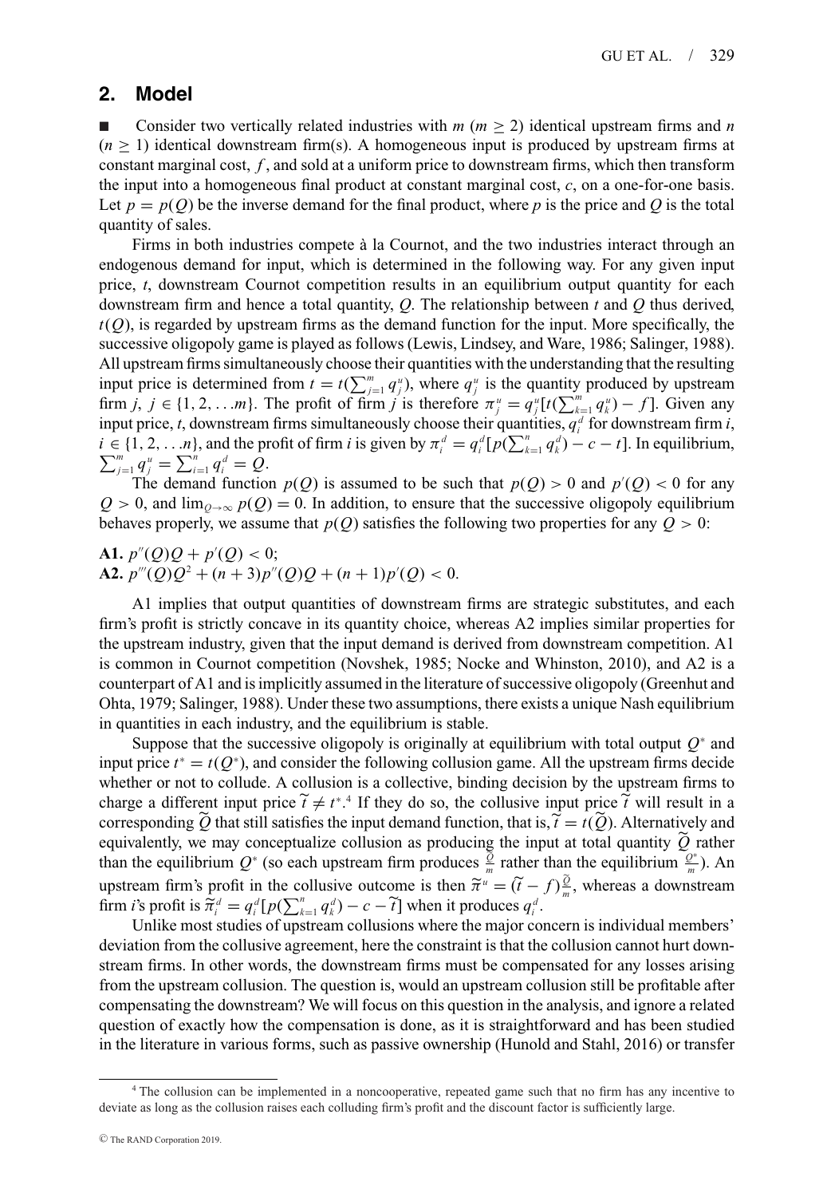## 2. Model

■ Consider two vertically related industries with $m$ ($m \geq 2$) identical upstream firms and $n$ ($n \geq 1$) identical downstream firm(s). A homogeneous input is produced by upstream firms at constant marginal cost, $f$, and sold at a uniform price to downstream firms, which then transform the input into a homogeneous final product at constant marginal cost, $c$, on a one-for-one basis. Let $p = p(Q)$ be the inverse demand for the final product, where $p$ is the price and $Q$ is the total quantity of sales.

Firms in both industries compete à la Cournot, and the two industries interact through an endogenous demand for input, which is determined in the following way. For any given input price, $t$, downstream Cournot competition results in an equilibrium output quantity for each downstream firm and hence a total quantity, $Q$. The relationship between $t$ and $Q$ thus derived, $t(Q)$, is regarded by upstream firms as the demand function for the input. More specifically, the successive oligopoly game is played as follows (Lewis, Lindsey, and Ware, 1986; Salinger, 1988). All upstream firms simultaneously choose their quantities with the understanding that the resulting input price is determined from $t = t(\sum_{j=1}^{m} q_j^u)$, where $q_j^u$ is the quantity produced by upstream firm $j$, $j \in \{1, 2, \ldots m\}$. The profit of firm $j$ is therefore $\pi_j^u = q_j^u[t(\sum_{k=1}^{m} q_k^u) - f]$. Given any input price, $t$, downstream firms simultaneously choose their quantities, $q_i^d$ for downstream firm $i$, $i \in \{1, 2, \ldots n\}$, and the profit of firm $i$ is given by $\pi_i^d = q_i^d[p(\sum_{k=1}^{n} q_k^d) - c - t]$. In equilibrium, $\sum_{j=1}^{m} q_j^u = \sum_{i=1}^{n} q_i^d = Q$.

The demand function $p(Q)$ is assumed to be such that $p(Q) > 0$ and $p'(Q) < 0$ for any $Q > 0$, and $\lim_{Q\to\infty} p(Q) = 0$. In addition, to ensure that the successive oligopoly equilibrium behaves properly, we assume that $p(Q)$ satisfies the following two properties for any $Q > 0$:

**A1.** $p''(Q)Q + p'(Q) < 0$;
**A2.** $p'''(Q)Q^2 + (n + 3)p''(Q)Q + (n + 1)p'(Q) < 0$.

A1 implies that output quantities of downstream firms are strategic substitutes, and each firm's profit is strictly concave in its quantity choice, whereas A2 implies similar properties for the upstream industry, given that the input demand is derived from downstream competition. A1 is common in Cournot competition (Novshek, 1985; Nocke and Whinston, 2010), and A2 is a counterpart of A1 and is implicitly assumed in the literature of successive oligopoly (Greenhut and Ohta, 1979; Salinger, 1988). Under these two assumptions, there exists a unique Nash equilibrium in quantities in each industry, and the equilibrium is stable.

Suppose that the successive oligopoly is originally at equilibrium with total output $Q^*$ and input price $t^* = t(Q^*)$, and consider the following collusion game. All the upstream firms decide whether or not to collude. A collusion is a collective, binding decision by the upstream firms to charge a different input price $\widetilde{t} \neq t^*$.[4] If they do so, the collusive input price $\widetilde{t}$ will result in a corresponding $\widetilde{Q}$ that still satisfies the input demand function, that is, $\widetilde{t} = t(\widetilde{Q})$. Alternatively and equivalently, we may conceptualize collusion as producing the input at total quantity $\widetilde{Q}$ rather than the equilibrium $Q^*$ (so each upstream firm produces $\frac{\widetilde{Q}}{m}$ rather than the equilibrium $\frac{Q^*}{m}$). An upstream firm's profit in the collusive outcome is then $\widetilde{\pi}^u = (\widetilde{t} - f)\frac{\widetilde{Q}}{m}$, whereas a downstream firm $i$'s profit is $\widetilde{\pi}_i^d = q_i^d[p(\sum_{k=1}^{n} q_k^d) - c - \widetilde{t}]$ when it produces $q_i^d$.

Unlike most studies of upstream collusions where the major concern is individual members' deviation from the collusive agreement, here the constraint is that the collusion cannot hurt downstream firms. In other words, the downstream firms must be compensated for any losses arising from the upstream collusion. The question is, would an upstream collusion still be profitable after compensating the downstream? We will focus on this question in the analysis, and ignore a related question of exactly how the compensation is done, as it is straightforward and has been studied in the literature in various forms, such as passive ownership (Hunold and Stahl, 2016) or transfer

[4] The collusion can be implemented in a noncooperative, repeated game such that no firm has any incentive to deviate as long as the collusion raises each colluding firm's profit and the discount factor is sufficiently large.

© The RAND Corporation 2019.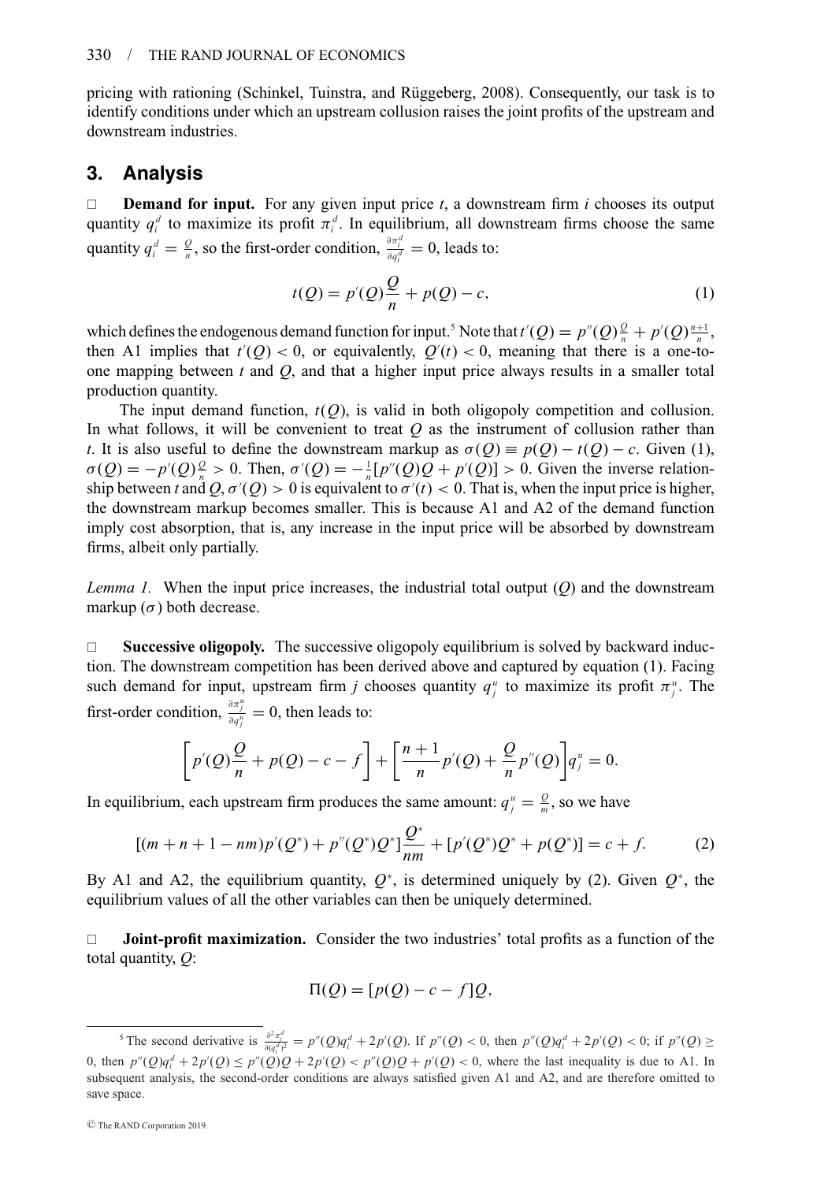pricing with rationing (Schinkel, Tuinstra, and Rüggeberg, 2008). Consequently, our task is to identify conditions under which an upstream collusion raises the joint profits of the upstream and downstream industries.

## 3. Analysis

□ **Demand for input.** For any given input price $t$, a downstream firm $i$ chooses its output quantity $q_i^d$ to maximize its profit $\pi_i^d$. In equilibrium, all downstream firms choose the same quantity $q_i^d = \frac{Q}{n}$, so the first-order condition, $\frac{\partial \pi_i^d}{\partial q_i^d} = 0$, leads to:

$$t(Q) = p'(Q)\frac{Q}{n} + p(Q) - c, \tag{1}$$

which defines the endogenous demand function for input.[5] Note that $t'(Q) = p''(Q)\frac{Q}{n} + p'(Q)\frac{n+1}{n}$, then A1 implies that $t'(Q) < 0$, or equivalently, $Q'(t) < 0$, meaning that there is a one-to-one mapping between $t$ and $Q$, and that a higher input price always results in a smaller total production quantity.

The input demand function, $t(Q)$, is valid in both oligopoly competition and collusion. In what follows, it will be convenient to treat $Q$ as the instrument of collusion rather than $t$. It is also useful to define the downstream markup as $\sigma(Q) \equiv p(Q) - t(Q) - c$. Given (1), $\sigma(Q) = -p'(Q)\frac{Q}{n} > 0$. Then, $\sigma'(Q) = -\frac{1}{n}[p''(Q)Q + p'(Q)] > 0$. Given the inverse relationship between $t$ and $Q$, $\sigma'(Q) > 0$ is equivalent to $\sigma'(t) < 0$. That is, when the input price is higher, the downstream markup becomes smaller. This is because A1 and A2 of the demand function imply cost absorption, that is, any increase in the input price will be absorbed by downstream firms, albeit only partially.

*Lemma 1.* When the input price increases, the industrial total output ($Q$) and the downstream markup ($\sigma$) both decrease.

□ **Successive oligopoly.** The successive oligopoly equilibrium is solved by backward induction. The downstream competition has been derived above and captured by equation (1). Facing such demand for input, upstream firm $j$ chooses quantity $q_j^u$ to maximize its profit $\pi_j^u$. The first-order condition, $\frac{\partial \pi_j^u}{\partial q_j^u} = 0$, then leads to:

$$\left[p'(Q)\frac{Q}{n} + p(Q) - c - f\right] + \left[\frac{n+1}{n}p'(Q) + \frac{Q}{n}p''(Q)\right]q_j^u = 0.$$

In equilibrium, each upstream firm produces the same amount: $q_j^u = \frac{Q}{m}$, so we have

$$[(m + n + 1 - nm)p'(Q^*) + p''(Q^*)Q^*]\frac{Q^*}{nm} + [p'(Q^*)Q^* + p(Q^*)] = c + f. \tag{2}$$

By A1 and A2, the equilibrium quantity, $Q^*$, is determined uniquely by (2). Given $Q^*$, the equilibrium values of all the other variables can then be uniquely determined.

□ **Joint-profit maximization.** Consider the two industries' total profits as a function of the total quantity, $Q$:

$$\Pi(Q) = [p(Q) - c - f]Q,$$

---

[5] The second derivative is $\frac{\partial^2 \pi_i^d}{\partial (q_i^d)^2} = p''(Q)q_i^d + 2p'(Q)$. If $p''(Q) < 0$, then $p''(Q)q_i^d + 2p'(Q) < 0$; if $p''(Q) \geq 0$, then $p''(Q)q_i^d + 2p'(Q) \leq p''(Q)Q + 2p'(Q) < p''(Q)Q + p'(Q) < 0$, where the last inequality is due to A1. In subsequent analysis, the second-order conditions are always satisfied given A1 and A2, and are therefore omitted to save space.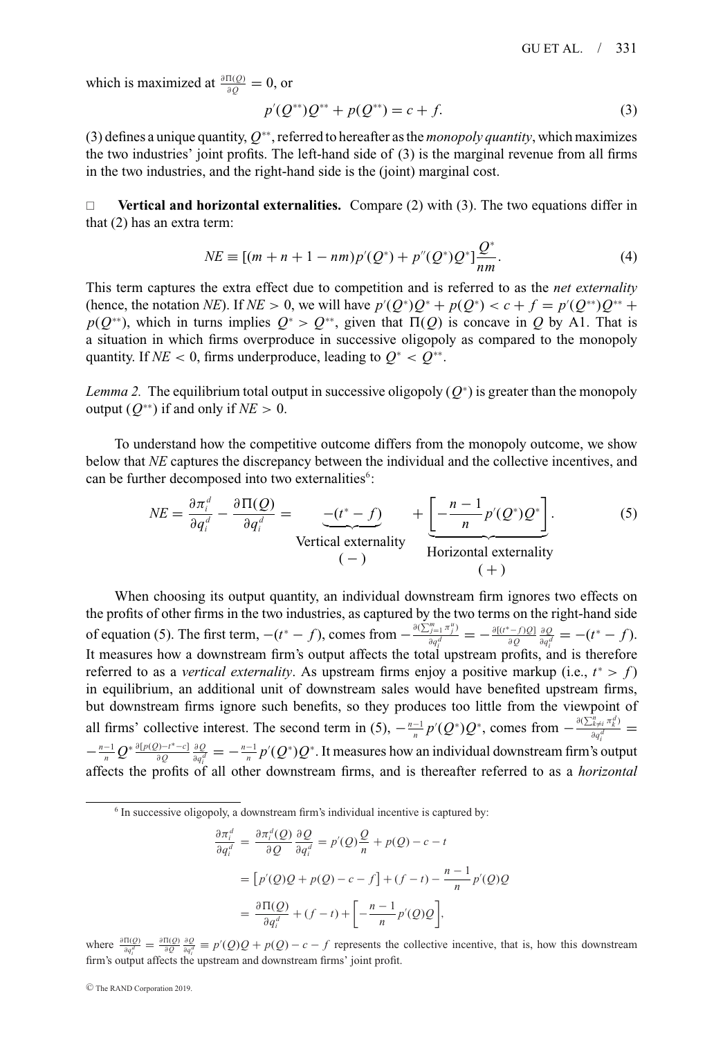which is maximized at $\frac{\partial \Pi(Q)}{\partial Q} = 0$, or

$$p'(Q^{**})Q^{**} + p(Q^{**}) = c + f. \tag{3}$$

(3) defines a unique quantity, $Q^{**}$, referred to hereafter as the *monopoly quantity*, which maximizes the two industries' joint profits. The left-hand side of (3) is the marginal revenue from all firms in the two industries, and the right-hand side is the (joint) marginal cost.

□ **Vertical and horizontal externalities.** Compare (2) with (3). The two equations differ in that (2) has an extra term:

$$NE \equiv [(m + n + 1 - nm)p'(Q^*) + p''(Q^*)Q^*]\frac{Q^*}{nm}. \tag{4}$$

This term captures the extra effect due to competition and is referred to as the *net externality* (hence, the notation *NE*). If $NE > 0$, we will have $p'(Q^*)Q^* + p(Q^*) < c + f = p'(Q^{**})Q^{**} + p(Q^{**})$, which in turns implies $Q^* > Q^{**}$, given that $\Pi(Q)$ is concave in $Q$ by A1. That is a situation in which firms overproduce in successive oligopoly as compared to the monopoly quantity. If $NE < 0$, firms underproduce, leading to $Q^* < Q^{**}$.

*Lemma 2.* The equilibrium total output in successive oligopoly ($Q^*$) is greater than the monopoly output ($Q^{**}$) if and only if $NE > 0$.

To understand how the competitive outcome differs from the monopoly outcome, we show below that *NE* captures the discrepancy between the individual and the collective incentives, and can be further decomposed into two externalities[6]:

$$NE = \frac{\partial \pi_i^d}{\partial q_i^d} - \frac{\partial \Pi(Q)}{\partial q_i^d} = \underbrace{-(t^* - f)}_{\substack{\text{Vertical externality} \\ (-)}} + \underbrace{\left[-\frac{n-1}{n}p'(Q^*)Q^*\right]}_{\substack{\text{Horizontal externality} \\ (+)}}. \tag{5}$$

When choosing its output quantity, an individual downstream firm ignores two effects on the profits of other firms in the two industries, as captured by the two terms on the right-hand side of equation (5). The first term, $-(t^* - f)$, comes from $-\frac{\partial(\sum_{j=1}^m \pi_j^u)}{\partial q_i^d} = -\frac{\partial[(t^*-f)Q]}{\partial Q}\frac{\partial Q}{\partial q_i^d} = -(t^* - f)$. It measures how a downstream firm's output affects the total upstream profits, and is therefore referred to as a *vertical externality*. As upstream firms enjoy a positive markup (i.e., $t^* > f$) in equilibrium, an additional unit of downstream sales would have benefited upstream firms, but downstream firms ignore such benefits, so they produces too little from the viewpoint of all firms' collective interest. The second term in (5), $-\frac{n-1}{n}p'(Q^*)Q^*$, comes from $-\frac{\partial(\sum_{k \neq i}^n \pi_k^d)}{\partial q_i^d} = -\frac{n-1}{n}Q^*\frac{\partial[p(Q)-t^*-c]}{\partial Q}\frac{\partial Q}{\partial q_i^d} = -\frac{n-1}{n}p'(t^*)Q^*$. It measures how an individual downstream firm's output affects the profits of all other downstream firms, and is thereafter referred to as a *horizontal*

[6] In successive oligopoly, a downstream firm's individual incentive is captured by:

$$\begin{aligned}
\frac{\partial \pi_i^d}{\partial q_i^d} &= \frac{\partial \pi_i^d(Q)}{\partial Q}\frac{\partial Q}{\partial q_i^d} = p'(Q)\frac{Q}{n} + p(Q) - c - t \\
&= \left[p'(Q)Q + p(Q) - c - f\right] + (f - t) - \frac{n-1}{n}p'(Q)Q \\
&= \frac{\partial \Pi(Q)}{\partial q_i^d} + (f - t) + \left[-\frac{n-1}{n}p'(Q)Q\right],
\end{aligned}$$

where $\frac{\partial \Pi(Q)}{\partial q_i^d} = \frac{\partial \Pi(Q)}{\partial Q}\frac{\partial Q}{\partial q_i^d} \equiv p'(Q)Q + p(Q) - c - f$ represents the collective incentive, that is, how this downstream firm's output affects the upstream and downstream firms' joint profit.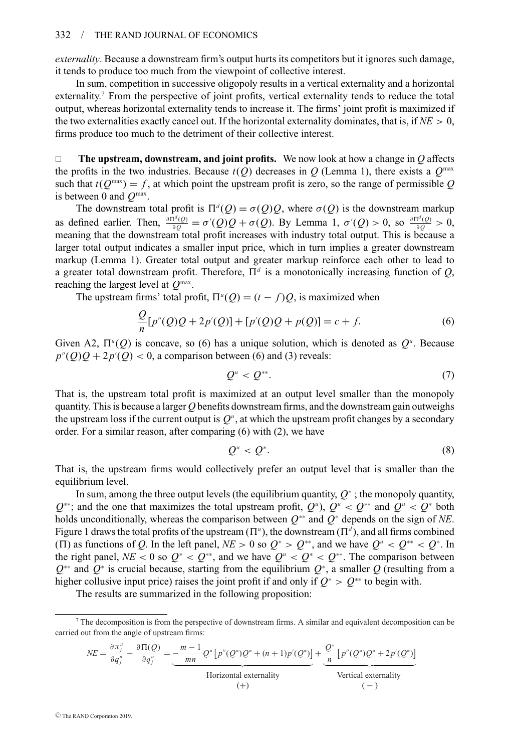*externality*. Because a downstream firm's output hurts its competitors but it ignores such damage, it tends to produce too much from the viewpoint of collective interest.

In sum, competition in successive oligopoly results in a vertical externality and a horizontal externality.[7] From the perspective of joint profits, vertical externality tends to reduce the total output, whereas horizontal externality tends to increase it. The firms' joint profit is maximized if the two externalities exactly cancel out. If the horizontal externality dominates, that is, if $NE > 0$, firms produce too much to the detriment of their collective interest.

□ **The upstream, downstream, and joint profits.** We now look at how a change in $Q$ affects the profits in the two industries. Because $t(Q)$ decreases in $Q$ (Lemma 1), there exists a $Q^{\max}$ such that $t(Q^{\max}) = f$, at which point the upstream profit is zero, so the range of permissible $Q$ is between 0 and $Q^{\max}$.

The downstream total profit is $\Pi^d(Q) = \sigma(Q)Q$, where $\sigma(Q)$ is the downstream markup as defined earlier. Then, $\frac{\partial \Pi^d(Q)}{\partial Q} = \sigma'(Q)Q + \sigma(Q)$. By Lemma 1, $\sigma'(Q) > 0$, so $\frac{\partial \Pi^d(Q)}{\partial Q} > 0$, meaning that the downstream total profit increases with industry total output. This is because a larger total output indicates a smaller input price, which in turn implies a greater downstream markup (Lemma 1). Greater total output and greater markup reinforce each other to lead to a greater total downstream profit. Therefore, $\Pi^d$ is a monotonically increasing function of $Q$, reaching the largest level at $Q^{\max}$.

The upstream firms' total profit, $\Pi^u(Q) = (t - f)Q$, is maximized when

$$\frac{Q}{n}[p''(Q)Q + 2p'(Q)] + [p'(Q)Q + p(Q)] = c + f. \tag{6}$$

Given A2, $\Pi^u(Q)$ is concave, so (6) has a unique solution, which is denoted as $Q^u$. Because $p''(Q)Q + 2p'(Q) < 0$, a comparison between (6) and (3) reveals:

$$Q^u < Q^{**}. \tag{7}$$

That is, the upstream total profit is maximized at an output level smaller than the monopoly quantity. This is because a larger $Q$ benefits downstream firms, and the downstream gain outweighs the upstream loss if the current output is $Q^u$, at which the upstream profit changes by a secondary order. For a similar reason, after comparing (6) with (2), we have

$$Q^u < Q^*. \tag{8}$$

That is, the upstream firms would collectively prefer an output level that is smaller than the equilibrium level.

In sum, among the three output levels (the equilibrium quantity, $Q^*$; the monopoly quantity, $Q^{**}$; and the one that maximizes the total upstream profit, $Q^u$), $Q^u < Q^{**}$ and $Q^u < Q^*$ both holds unconditionally, whereas the comparison between $Q^{**}$ and $Q^*$ depends on the sign of $NE$. Figure 1 draws the total profits of the upstream ($\Pi^u$), the downstream ($\Pi^d$), and all firms combined ($\Pi$) as functions of $Q$. In the left panel, $NE > 0$ so $Q^* > Q^{**}$, and we have $Q^u < Q^{**} < Q^*$. In the right panel, $NE < 0$ so $Q^* < Q^{**}$, and we have $Q^u < Q^* < Q^{**}$. The comparison between $Q^{**}$ and $Q^*$ is crucial because, starting from the equilibrium $Q^*$, a smaller $Q$ (resulting from a higher collusive input price) raises the joint profit if and only if $Q^* > Q^{**}$ to begin with.

The results are summarized in the following proposition:

---

[7] The decomposition is from the perspective of downstream firms. A similar and equivalent decomposition can be carried out from the angle of upstream firms:

$$NE = \frac{\partial \pi_j^u}{\partial q_j^u} - \frac{\partial \Pi(Q)}{\partial q_j^u} = \underbrace{-\frac{m-1}{mn}Q^*\left[p''(Q^*)Q^* + (n+1)p'(Q^*)\right]}_{\substack{\text{Horizontal externality} \\ (+)}} + \underbrace{\frac{Q^*}{n}\left[p''(Q^*)Q^* + 2p'(Q^*)\right]}_{\substack{\text{Vertical externality} \\ (-)}}$$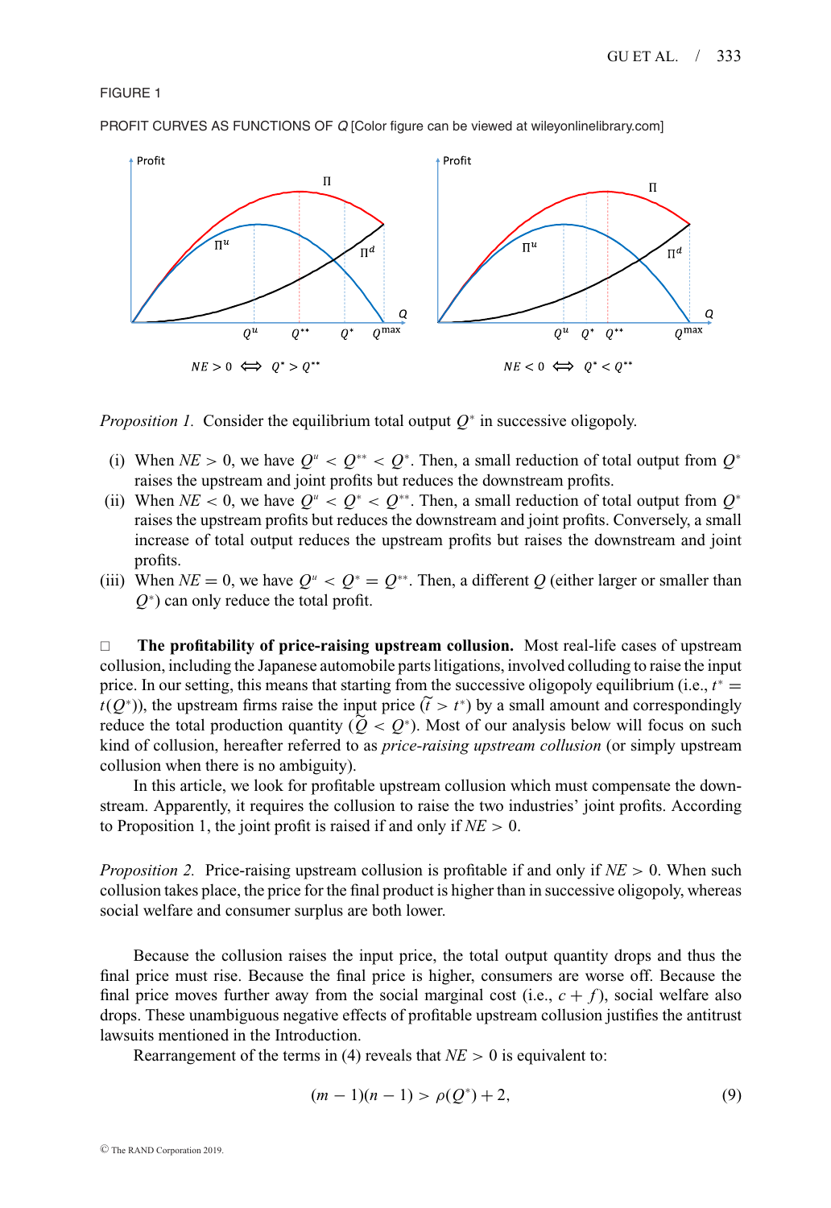FIGURE 1

PROFIT CURVES AS FUNCTIONS OF $Q$ [Color figure can be viewed at wileyonlinelibrary.com]

$NE > 0 \iff Q^* > Q^{**}$

$NE < 0 \iff Q^* < Q^{**}$

*Proposition 1.* Consider the equilibrium total output $Q^*$ in successive oligopoly.

- (i) When $NE > 0$, we have $Q^u < Q^{**} < Q^*$. Then, a small reduction of total output from $Q^*$ raises the upstream and joint profits but reduces the downstream profits.
- (ii) When $NE < 0$, we have $Q^u < Q^* < Q^{**}$. Then, a small reduction of total output from $Q^*$ raises the upstream profits but reduces the downstream and joint profits. Conversely, a small increase of total output reduces the upstream profits but raises the downstream and joint profits.
- (iii) When $NE = 0$, we have $Q^u < Q^* = Q^{**}$. Then, a different $Q$ (either larger or smaller than $Q^*$) can only reduce the total profit.

□ **The profitability of price-raising upstream collusion.** Most real-life cases of upstream collusion, including the Japanese automobile parts litigations, involved colluding to raise the input price. In our setting, this means that starting from the successive oligopoly equilibrium (i.e., $t^* = t(Q^*)$), the upstream firms raise the input price ($\widetilde{t} > t^*$) by a small amount and correspondingly reduce the total production quantity ($\widetilde{Q} < Q^*$). Most of our analysis below will focus on such kind of collusion, hereafter referred to as *price-raising upstream collusion* (or simply upstream collusion when there is no ambiguity).

In this article, we look for profitable upstream collusion which must compensate the downstream. Apparently, it requires the collusion to raise the two industries' joint profits. According to Proposition 1, the joint profit is raised if and only if $NE > 0$.

*Proposition 2.* Price-raising upstream collusion is profitable if and only if $NE > 0$. When such collusion takes place, the price for the final product is higher than in successive oligopoly, whereas social welfare and consumer surplus are both lower.

Because the collusion raises the input price, the total output quantity drops and thus the final price must rise. Because the final price is higher, consumers are worse off. Because the final price moves further away from the social marginal cost (i.e., $c + f$), social welfare also drops. These unambiguous negative effects of profitable upstream collusion justifies the antitrust lawsuits mentioned in the Introduction.

Rearrangement of the terms in (4) reveals that $NE > 0$ is equivalent to:

$$(m - 1)(n - 1) > \rho(Q^*) + 2, \tag{9}$$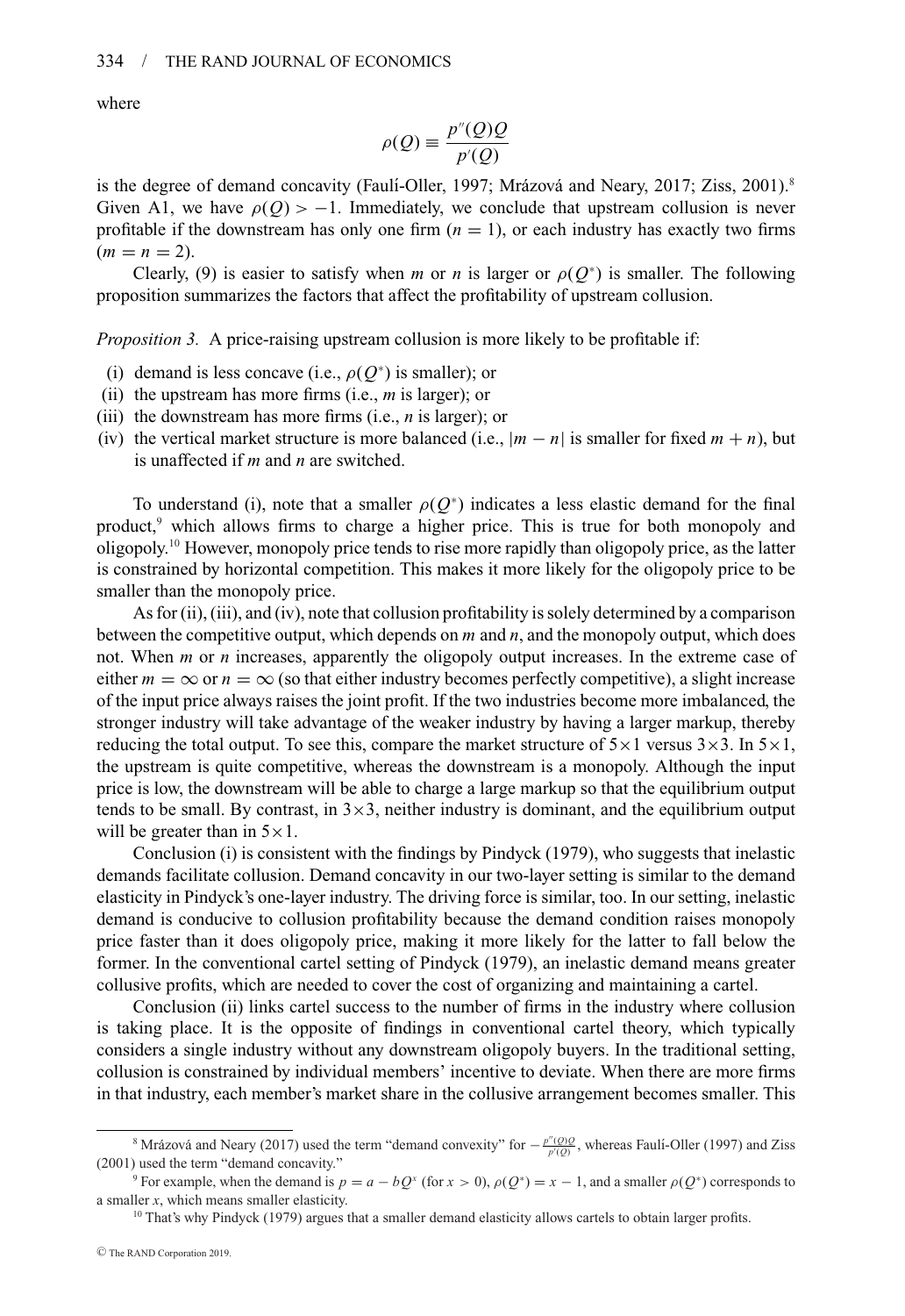where

$$\rho(Q) \equiv \frac{p''(Q)Q}{p'(Q)}$$

is the degree of demand concavity (Faulí-Oller, 1997; Mrázová and Neary, 2017; Ziss, 2001).[8] Given A1, we have $\rho(Q) > -1$. Immediately, we conclude that upstream collusion is never profitable if the downstream has only one firm ($n = 1$), or each industry has exactly two firms ($m = n = 2$).

Clearly, (9) is easier to satisfy when $m$ or $n$ is larger or $\rho(Q^*)$ is smaller. The following proposition summarizes the factors that affect the profitability of upstream collusion.

*Proposition 3.* A price-raising upstream collusion is more likely to be profitable if:

(i) demand is less concave (i.e., $\rho(Q^*)$ is smaller); or
(ii) the upstream has more firms (i.e., $m$ is larger); or
(iii) the downstream has more firms (i.e., $n$ is larger); or
(iv) the vertical market structure is more balanced (i.e., $|m - n|$ is smaller for fixed $m + n$), but is unaffected if $m$ and $n$ are switched.

To understand (i), note that a smaller $\rho(Q^*)$ indicates a less elastic demand for the final product,[9] which allows firms to charge a higher price. This is true for both monopoly and oligopoly.[10] However, monopoly price tends to rise more rapidly than oligopoly price, as the latter is constrained by horizontal competition. This makes it more likely for the oligopoly price to be smaller than the monopoly price.

As for (ii), (iii), and (iv), note that collusion profitability is solely determined by a comparison between the competitive output, which depends on $m$ and $n$, and the monopoly output, which does not. When $m$ or $n$ increases, apparently the oligopoly output increases. In the extreme case of either $m = \infty$ or $n = \infty$ (so that either industry becomes perfectly competitive), a slight increase of the input price always raises the joint profit. If the two industries become more imbalanced, the stronger industry will take advantage of the weaker industry by having a larger markup, thereby reducing the total output. To see this, compare the market structure of $5\times1$ versus $3\times3$. In $5\times1$, the upstream is quite competitive, whereas the downstream is a monopoly. Although the input price is low, the downstream will be able to charge a large markup so that the equilibrium output tends to be small. By contrast, in $3\times3$, neither industry is dominant, and the equilibrium output will be greater than in $5\times1$.

Conclusion (i) is consistent with the findings by Pindyck (1979), who suggests that inelastic demands facilitate collusion. Demand concavity in our two-layer setting is similar to the demand elasticity in Pindyck's one-layer industry. The driving force is similar, too. In our setting, inelastic demand is conducive to collusion profitability because the demand condition raises monopoly price faster than it does oligopoly price, making it more likely for the latter to fall below the former. In the conventional cartel setting of Pindyck (1979), an inelastic demand means greater collusive profits, which are needed to cover the cost of organizing and maintaining a cartel.

Conclusion (ii) links cartel success to the number of firms in the industry where collusion is taking place. It is the opposite of findings in conventional cartel theory, which typically considers a single industry without any downstream oligopoly buyers. In the traditional setting, collusion is constrained by individual members' incentive to deviate. When there are more firms in that industry, each member's market share in the collusive arrangement becomes smaller. This

[8] Mrázová and Neary (2017) used the term "demand convexity" for $-\frac{p''(Q)Q}{p'(Q)}$, whereas Faulí-Oller (1997) and Ziss (2001) used the term "demand concavity."

[9] For example, when the demand is $p = a - bQ^x$ (for $x > 0$), $\rho(Q^*) = x - 1$, and a smaller $\rho(Q^*)$ corresponds to a smaller $x$, which means smaller elasticity.

[10] That's why Pindyck (1979) argues that a smaller demand elasticity allows cartels to obtain larger profits.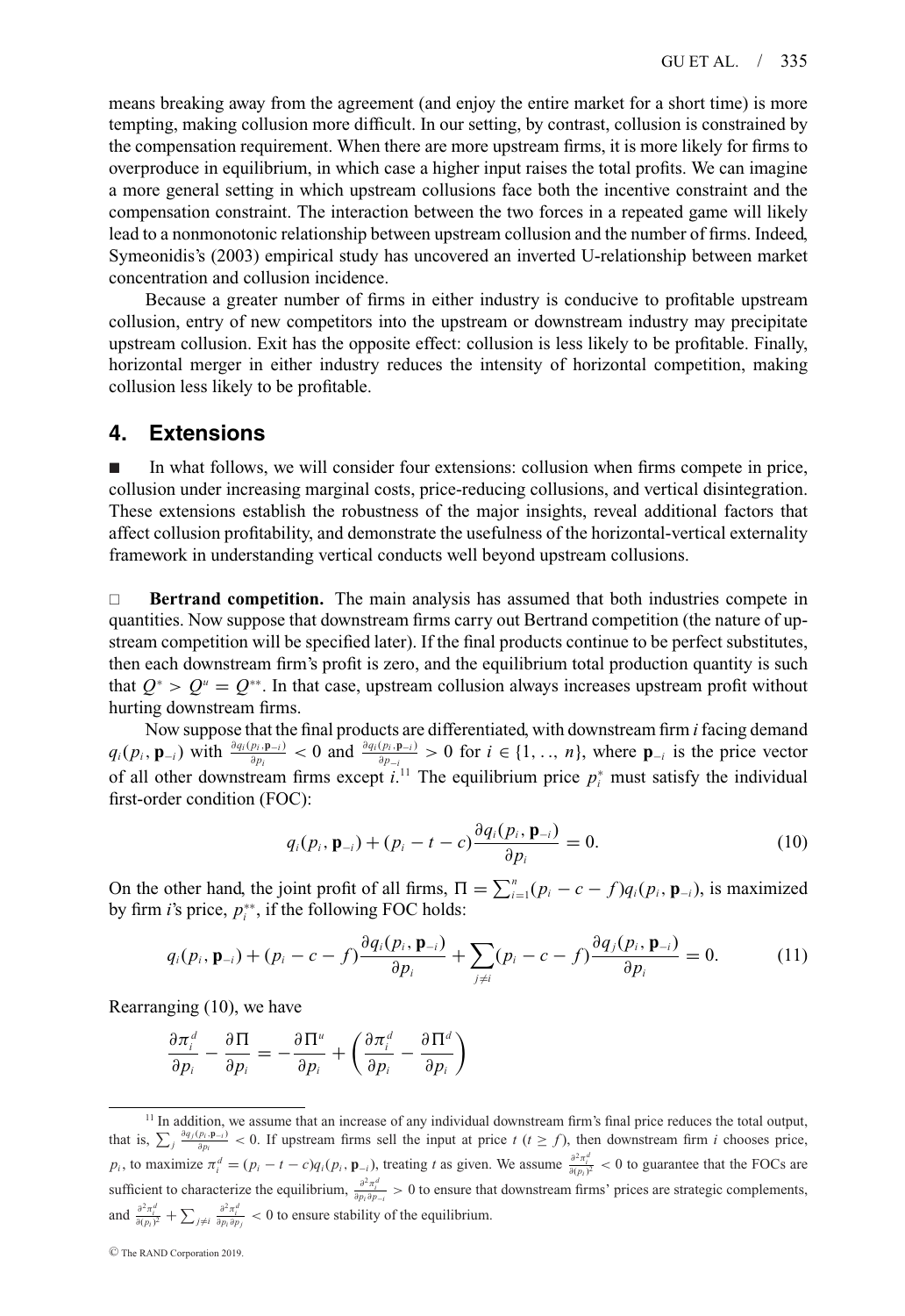means breaking away from the agreement (and enjoy the entire market for a short time) is more tempting, making collusion more difficult. In our setting, by contrast, collusion is constrained by the compensation requirement. When there are more upstream firms, it is more likely for firms to overproduce in equilibrium, in which case a higher input raises the total profits. We can imagine a more general setting in which upstream collusions face both the incentive constraint and the compensation constraint. The interaction between the two forces in a repeated game will likely lead to a nonmonotonic relationship between upstream collusion and the number of firms. Indeed, Symeonidis's (2003) empirical study has uncovered an inverted U-relationship between market concentration and collusion incidence.

Because a greater number of firms in either industry is conducive to profitable upstream collusion, entry of new competitors into the upstream or downstream industry may precipitate upstream collusion. Exit has the opposite effect: collusion is less likely to be profitable. Finally, horizontal merger in either industry reduces the intensity of horizontal competition, making collusion less likely to be profitable.

## 4. Extensions

■ In what follows, we will consider four extensions: collusion when firms compete in price, collusion under increasing marginal costs, price-reducing collusions, and vertical disintegration. These extensions establish the robustness of the major insights, reveal additional factors that affect collusion profitability, and demonstrate the usefulness of the horizontal-vertical externality framework in understanding vertical conducts well beyond upstream collusions.

□ **Bertrand competition.** The main analysis has assumed that both industries compete in quantities. Now suppose that downstream firms carry out Bertrand competition (the nature of upstream competition will be specified later). If the final products continue to be perfect substitutes, then each downstream firm's profit is zero, and the equilibrium total production quantity is such that $Q^* > Q^u = Q^{**}$. In that case, upstream collusion always increases upstream profit without hurting downstream firms.

Now suppose that the final products are differentiated, with downstream firm $i$ facing demand $q_i(p_i, \mathbf{p}_{-i})$ with $\frac{\partial q_i(p_i,\mathbf{p}_{-i})}{\partial p_i} < 0$ and $\frac{\partial q_i(p_i,\mathbf{p}_{-i})}{\partial p_{-i}} > 0$ for $i \in \{1, .., n\}$, where $\mathbf{p}_{-i}$ is the price vector of all other downstream firms except $i$.[11] The equilibrium price $p_i^*$ must satisfy the individual first-order condition (FOC):

$$q_i(p_i, \mathbf{p}_{-i}) + (p_i - t - c)\frac{\partial q_i(p_i, \mathbf{p}_{-i})}{\partial p_i} = 0. \tag{10}$$

On the other hand, the joint profit of all firms, $\Pi = \sum_{i=1}^{n}(p_i - c - f)q_i(p_i, \mathbf{p}_{-i})$, is maximized by firm $i$'s price, $p_i^{**}$, if the following FOC holds:

$$q_i(p_i, \mathbf{p}_{-i}) + (p_i - c - f)\frac{\partial q_i(p_i, \mathbf{p}_{-i})}{\partial p_i} + \sum_{j \neq i}(p_i - c - f)\frac{\partial q_j(p_i, \mathbf{p}_{-i})}{\partial p_i} = 0. \tag{11}$$

Rearranging (10), we have

$$\frac{\partial \pi_i^d}{\partial p_i} - \frac{\partial \Pi}{\partial p_i} = -\frac{\partial \Pi^u}{\partial p_i} + \left(\frac{\partial \pi_i^d}{\partial p_i} - \frac{\partial \Pi^d}{\partial p_i}\right)$$

---

[11] In addition, we assume that an increase of any individual downstream firm's final price reduces the total output, that is, $\sum_j \frac{\partial q_j(p_i,\mathbf{p}_{-i})}{\partial p_i} < 0$. If upstream firms sell the input at price $t$ ($t \geq f$), then downstream firm $i$ chooses price, $p_i$, to maximize $\pi_i^d = (p_i - t - c)q_i(p_i, \mathbf{p}_{-i})$, treating $t$ as given. We assume $\frac{\partial^2 \pi_i^d}{\partial (p_i)^2} < 0$ to guarantee that the FOCs are sufficient to characterize the equilibrium, $\frac{\partial^2 \pi_i^d}{\partial p_i \partial p_{-i}} > 0$ to ensure that downstream firms' prices are strategic complements, and $\frac{\partial^2 \pi_i^d}{\partial (p_i)^2} + \sum_{j \neq i} \frac{\partial^2 \pi_i^d}{\partial p_i \partial p_j} < 0$ to ensure stability of the equilibrium.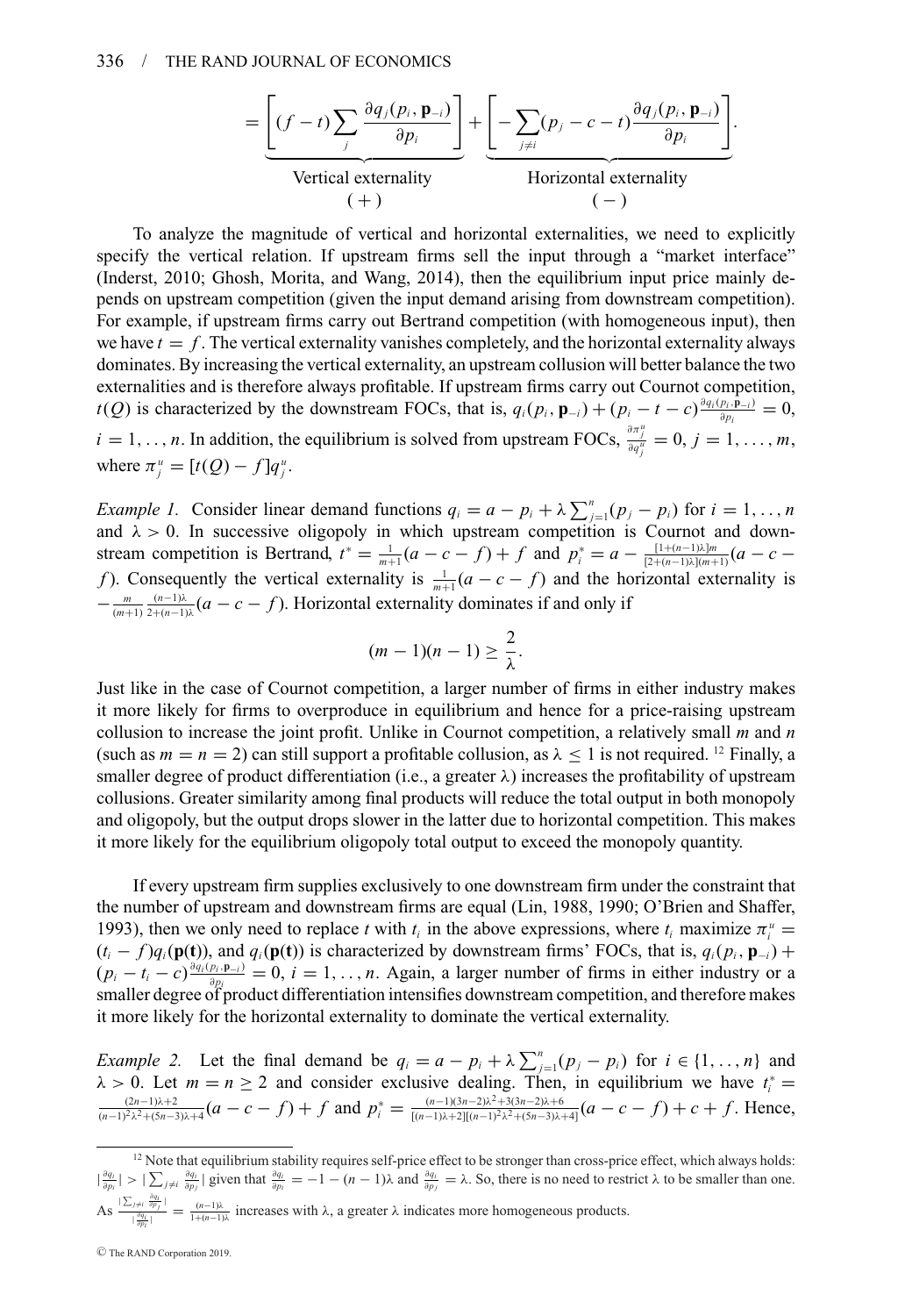$$= \underbrace{\left[ (f - t) \sum_j \frac{\partial q_j(p_i, \mathbf{p}_{-i})}{\partial p_i} \right]}_{\substack{\text{Vertical externality} \\ (+)}} + \underbrace{\left[ - \sum_{j \neq i} (p_j - c - t) \frac{\partial q_j(p_i, \mathbf{p}_{-i})}{\partial p_i} \right]}_{\substack{\text{Horizontal externality} \\ (-)}}.$$

To analyze the magnitude of vertical and horizontal externalities, we need to explicitly specify the vertical relation. If upstream firms sell the input through a "market interface" (Inderst, 2010; Ghosh, Morita, and Wang, 2014), then the equilibrium input price mainly depends on upstream competition (given the input demand arising from downstream competition). For example, if upstream firms carry out Bertrand competition (with homogeneous input), then we have $t = f$. The vertical externality vanishes completely, and the horizontal externality always dominates. By increasing the vertical externality, an upstream collusion will better balance the two externalities and is therefore always profitable. If upstream firms carry out Cournot competition, $t(Q)$ is characterized by the downstream FOCs, that is, $q_i(p_i, \mathbf{p}_{-i}) + (p_i - t - c)\frac{\partial q_i(p_i, \mathbf{p}_{-i})}{\partial p_i} = 0$, $i = 1, \ldots, n$. In addition, the equilibrium is solved from upstream FOCs, $\frac{\partial \pi_j^u}{\partial q_j^u} = 0$, $j = 1, \ldots, m$, where $\pi_j^u = [t(Q) - f]q_j^u$.

*Example 1.* Consider linear demand functions $q_i = a - p_i + \lambda \sum_{j=1}^n (p_j - p_i)$ for $i = 1, \ldots, n$ and $\lambda > 0$. In successive oligopoly in which upstream competition is Cournot and downstream competition is Bertrand, $t^* = \frac{1}{m+1}(a - c - f) + f$ and $p_i^* = a - \frac{[1+(n-1)\lambda]m}{[2+(n-1)\lambda](m+1)}(a - c - f)$. Consequently the vertical externality is $\frac{1}{m+1}(a - c - f)$ and the horizontal externality is $-\frac{m}{(m+1)}\frac{(n-1)\lambda}{2+(n-1)\lambda}(a - c - f)$. Horizontal externality dominates if and only if

$$(m - 1)(n - 1) \geq \frac{2}{\lambda}.$$

Just like in the case of Cournot competition, a larger number of firms in either industry makes it more likely for firms to overproduce in equilibrium and hence for a price-raising upstream collusion to increase the joint profit. Unlike in Cournot competition, a relatively small $m$ and $n$ (such as $m = n = 2$) can still support a profitable collusion, as $\lambda \leq 1$ is not required. [12] Finally, a smaller degree of product differentiation (i.e., a greater $\lambda$) increases the profitability of upstream collusions. Greater similarity among final products will reduce the total output in both monopoly and oligopoly, but the output drops slower in the latter due to horizontal competition. This makes it more likely for the equilibrium oligopoly total output to exceed the monopoly quantity.

If every upstream firm supplies exclusively to one downstream firm under the constraint that the number of upstream and downstream firms are equal (Lin, 1988, 1990; O'Brien and Shaffer, 1993), then we only need to replace $t$ with $t_i$ in the above expressions, where $t_i$ maximize $\pi_i^u = (t_i - f)q_i(\mathbf{p}(\mathbf{t}))$, and $q_i(\mathbf{p}(\mathbf{t}))$ is characterized by downstream firms' FOCs, that is, $q_i(p_i, \mathbf{p}_{-i}) + (p_i - t_i - c)\frac{\partial q_i(p_i, \mathbf{p}_{-i})}{\partial p_i} = 0$, $i = 1, \ldots, n$. Again, a larger number of firms in either industry or a smaller degree of product differentiation intensifies downstream competition, and therefore makes it more likely for the horizontal externality to dominate the vertical externality.

*Example 2.* Let the final demand be $q_i = a - p_i + \lambda \sum_{j=1}^n (p_j - p_i)$ for $i \in \{1, \ldots, n\}$ and $\lambda > 0$. Let $m = n \geq 2$ and consider exclusive dealing. Then, in equilibrium we have $t_i^* = \frac{(2n-1)\lambda+2}{(n-1)^2\lambda^2+(5n-3)\lambda+4}(a - c - f) + f$ and $p_i^* = \frac{(n-1)(3n-2)\lambda^2+3(3n-2)\lambda+6}{[(n-1)\lambda+2][(n-1)^2\lambda^2+(5n-3)\lambda+4]}(a - c - f) + c + f$. Hence,

[12] Note that equilibrium stability requires self-price effect to be stronger than cross-price effect, which always holds: $|\frac{\partial q_i}{\partial p_i}| > |\sum_{j \neq i} \frac{\partial q_i}{\partial p_j}|$ given that $\frac{\partial q_i}{\partial p_i} = -1 - (n-1)\lambda$ and $\frac{\partial q_i}{\partial p_j} = \lambda$. So, there is no need to restrict $\lambda$ to be smaller than one. As $\frac{|\sum_{j \neq i} \frac{\partial q_i}{\partial p_j}|}{|\frac{\partial q_i}{\partial p_i}|} = \frac{(n-1)\lambda}{1+(n-1)\lambda}$ increases with $\lambda$, a greater $\lambda$ indicates more homogeneous products.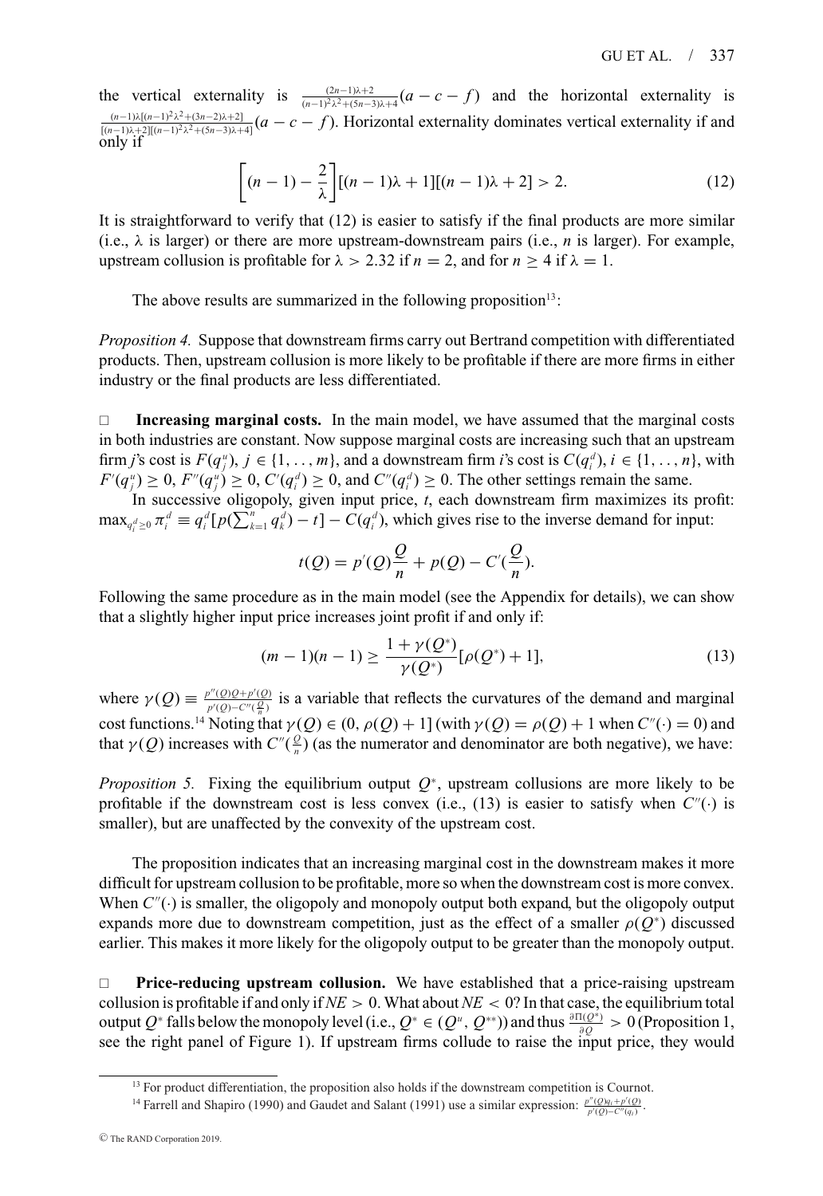the vertical externality is $\frac{(2n-1)\lambda+2}{(n-1)^2\lambda^2+(5n-3)\lambda+4}(a-c-f)$ and the horizontal externality is $\frac{(n-1)\lambda[(n-1)^2\lambda^2+(3n-2)\lambda+2]}{[(n-1)\lambda+2][(n-1)^2\lambda^2+(5n-3)\lambda+4]}(a-c-f)$. Horizontal externality dominates vertical externality if and only if

$$\left[(n-1)-\frac{2}{\lambda}\right][(n-1)\lambda+1][(n-1)\lambda+2] > 2. \tag{12}$$

It is straightforward to verify that (12) is easier to satisfy if the final products are more similar (i.e., $\lambda$ is larger) or there are more upstream-downstream pairs (i.e., $n$ is larger). For example, upstream collusion is profitable for $\lambda > 2.32$ if $n = 2$, and for $n \geq 4$ if $\lambda = 1$.

The above results are summarized in the following proposition[13]:

*Proposition 4.* Suppose that downstream firms carry out Bertrand competition with differentiated products. Then, upstream collusion is more likely to be profitable if there are more firms in either industry or the final products are less differentiated.

□ **Increasing marginal costs.** In the main model, we have assumed that the marginal costs in both industries are constant. Now suppose marginal costs are increasing such that an upstream firm $j$'s cost is $F(q_j^u)$, $j \in \{1, \ldots, m\}$, and a downstream firm $i$'s cost is $C(q_i^d)$, $i \in \{1, \ldots, n\}$, with $F'(q_j^u) \geq 0$, $F''(q_j^u) \geq 0$, $C'(q_i^d) \geq 0$, and $C''(q_i^d) \geq 0$. The other settings remain the same.

In successive oligopoly, given input price, $t$, each downstream firm maximizes its profit: $\max_{q_i^d \geq 0} \pi_i^d \equiv q_i^d[p(\sum_{k=1}^n q_k^d) - t] - C(q_i^d)$, which gives rise to the inverse demand for input:

$$t(Q) = p'(Q)\frac{Q}{n} + p(Q) - C'(\frac{Q}{n}).$$

Following the same procedure as in the main model (see the Appendix for details), we can show that a slightly higher input price increases joint profit if and only if:

$$(m-1)(n-1) \geq \frac{1+\gamma(Q^*)}{\gamma(Q^*)}[\rho(Q^*)+1], \tag{13}$$

where $\gamma(Q) \equiv \frac{p''(Q)Q+p'(Q)}{p'(Q)-C''(\frac{Q}{n})}$ is a variable that reflects the curvatures of the demand and marginal cost functions.[14] Noting that $\gamma(Q) \in (0, \rho(Q)+1]$ (with $\gamma(Q) = \rho(Q)+1$ when $C''(\cdot) = 0$) and that $\gamma(Q)$ increases with $C''(\frac{Q}{n})$ (as the numerator and denominator are both negative), we have:

*Proposition 5.* Fixing the equilibrium output $Q^*$, upstream collusions are more likely to be profitable if the downstream cost is less convex (i.e., (13) is easier to satisfy when $C''(\cdot)$ is smaller), but are unaffected by the convexity of the upstream cost.

The proposition indicates that an increasing marginal cost in the downstream makes it more difficult for upstream collusion to be profitable, more so when the downstream cost is more convex. When $C''(\cdot)$ is smaller, the oligopoly and monopoly output both expand, but the oligopoly output expands more due to downstream competition, just as the effect of a smaller $\rho(Q^*)$ discussed earlier. This makes it more likely for the oligopoly output to be greater than the monopoly output.

□ **Price-reducing upstream collusion.** We have established that a price-raising upstream collusion is profitable if and only if $NE > 0$. What about $NE < 0$? In that case, the equilibrium total output $Q^*$ falls below the monopoly level (i.e., $Q^* \in (Q^u, Q^{**})$) and thus $\frac{\partial \Pi(Q^*)}{\partial Q} > 0$ (Proposition 1, see the right panel of Figure 1). If upstream firms collude to raise the input price, they would

[13] For product differentiation, the proposition also holds if the downstream competition is Cournot.

[14] Farrell and Shapiro (1990) and Gaudet and Salant (1991) use a similar expression: $\frac{p''(Q)q_i+p'(Q)}{p'(Q)-C''(q_i)}$.

© The RAND Corporation 2019.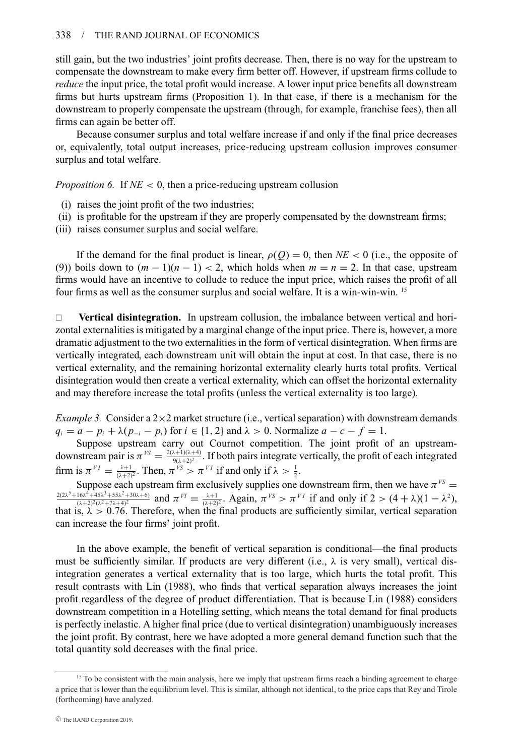still gain, but the two industries' joint profits decrease. Then, there is no way for the upstream to compensate the downstream to make every firm better off. However, if upstream firms collude to *reduce* the input price, the total profit would increase. A lower input price benefits all downstream firms but hurts upstream firms (Proposition 1). In that case, if there is a mechanism for the downstream to properly compensate the upstream (through, for example, franchise fees), then all firms can again be better off.

Because consumer surplus and total welfare increase if and only if the final price decreases or, equivalently, total output increases, price-reducing upstream collusion improves consumer surplus and total welfare.

*Proposition 6.* If $NE < 0$, then a price-reducing upstream collusion

(i) raises the joint profit of the two industries;
(ii) is profitable for the upstream if they are properly compensated by the downstream firms;
(iii) raises consumer surplus and social welfare.

If the demand for the final product is linear, $\rho(Q) = 0$, then $NE < 0$ (i.e., the opposite of (9)) boils down to $(m - 1)(n - 1) < 2$, which holds when $m = n = 2$. In that case, upstream firms would have an incentive to collude to reduce the input price, which raises the profit of all four firms as well as the consumer surplus and social welfare. It is a win-win-win.[15]

□ **Vertical disintegration.** In upstream collusion, the imbalance between vertical and horizontal externalities is mitigated by a marginal change of the input price. There is, however, a more dramatic adjustment to the two externalities in the form of vertical disintegration. When firms are vertically integrated, each downstream unit will obtain the input at cost. In that case, there is no vertical externality, and the remaining horizontal externality clearly hurts total profits. Vertical disintegration would then create a vertical externality, which can offset the horizontal externality and may therefore increase the total profits (unless the vertical externality is too large).

*Example 3.* Consider a $2\times2$ market structure (i.e., vertical separation) with downstream demands $q_i = a - p_i + \lambda(p_{-i} - p_i)$ for $i \in \{1, 2\}$ and $\lambda > 0$. Normalize $a - c - f = 1$.

Suppose upstream carry out Cournot competition. The joint profit of an upstream-downstream pair is $\pi^{VS} = \frac{2(\lambda+1)(\lambda+4)}{9(\lambda+2)^2}$. If both pairs integrate vertically, the profit of each integrated firm is $\pi^{VI} = \frac{\lambda+1}{(\lambda+2)^2}$. Then, $\pi^{VS} > \pi^{VI}$ if and only if $\lambda > \frac{1}{2}$.

Suppose each upstream firm exclusively supplies one downstream firm, then we have $\pi^{VS} = \frac{2(2\lambda^5+16\lambda^4+45\lambda^3+55\lambda^2+30\lambda+6)}{(\lambda+2)^2(\lambda^2+7\lambda+4)^2}$ and $\pi^{VI} = \frac{\lambda+1}{(\lambda+2)^2}$. Again, $\pi^{VS} > \pi^{VI}$ if and only if $2 > (4 + \lambda)(1 - \lambda^2)$, that is, $\lambda > 0.76$. Therefore, when the final products are sufficiently similar, vertical separation can increase the four firms' joint profit.

In the above example, the benefit of vertical separation is conditional—the final products must be sufficiently similar. If products are very different (i.e., $\lambda$ is very small), vertical disintegration generates a vertical externality that is too large, which hurts the total profit. This result contrasts with Lin (1988), who finds that vertical separation always increases the joint profit regardless of the degree of product differentiation. That is because Lin (1988) considers downstream competition in a Hotelling setting, which means the total demand for final products is perfectly inelastic. A higher final price (due to vertical disintegration) unambiguously increases the joint profit. By contrast, here we have adopted a more general demand function such that the total quantity sold decreases with the final price.

[15] To be consistent with the main analysis, here we imply that upstream firms reach a binding agreement to charge a price that is lower than the equilibrium level. This is similar, although not identical, to the price caps that Rey and Tirole (forthcoming) have analyzed.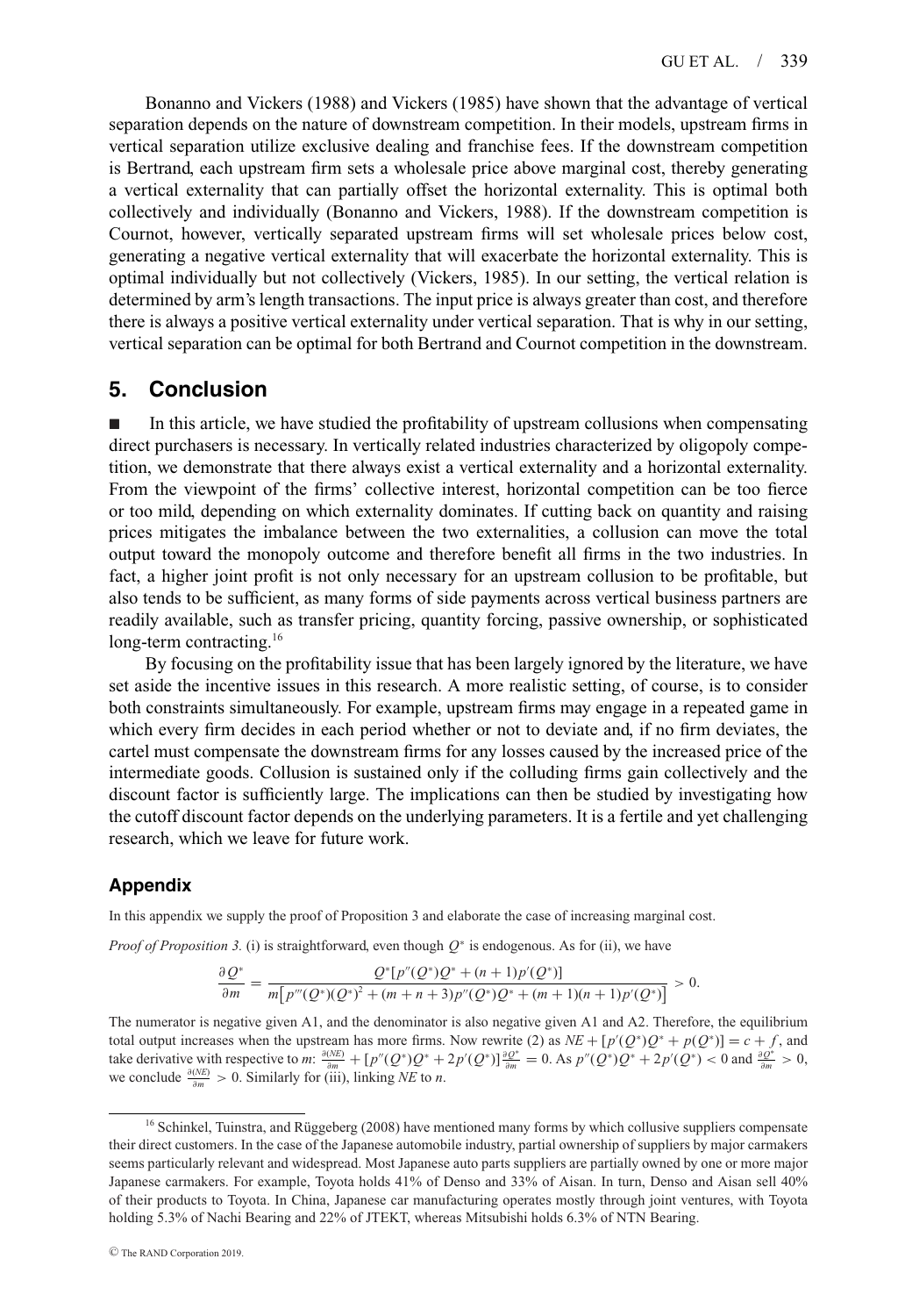Bonanno and Vickers (1988) and Vickers (1985) have shown that the advantage of vertical separation depends on the nature of downstream competition. In their models, upstream firms in vertical separation utilize exclusive dealing and franchise fees. If the downstream competition is Bertrand, each upstream firm sets a wholesale price above marginal cost, thereby generating a vertical externality that can partially offset the horizontal externality. This is optimal both collectively and individually (Bonanno and Vickers, 1988). If the downstream competition is Cournot, however, vertically separated upstream firms will set wholesale prices below cost, generating a negative vertical externality that will exacerbate the horizontal externality. This is optimal individually but not collectively (Vickers, 1985). In our setting, the vertical relation is determined by arm's length transactions. The input price is always greater than cost, and therefore there is always a positive vertical externality under vertical separation. That is why in our setting, vertical separation can be optimal for both Bertrand and Cournot competition in the downstream.

## 5. Conclusion

■ In this article, we have studied the profitability of upstream collusions when compensating direct purchasers is necessary. In vertically related industries characterized by oligopoly competition, we demonstrate that there always exist a vertical externality and a horizontal externality. From the viewpoint of the firms' collective interest, horizontal competition can be too fierce or too mild, depending on which externality dominates. If cutting back on quantity and raising prices mitigates the imbalance between the two externalities, a collusion can move the total output toward the monopoly outcome and therefore benefit all firms in the two industries. In fact, a higher joint profit is not only necessary for an upstream collusion to be profitable, but also tends to be sufficient, as many forms of side payments across vertical business partners are readily available, such as transfer pricing, quantity forcing, passive ownership, or sophisticated long-term contracting.[16]

By focusing on the profitability issue that has been largely ignored by the literature, we have set aside the incentive issues in this research. A more realistic setting, of course, is to consider both constraints simultaneously. For example, upstream firms may engage in a repeated game in which every firm decides in each period whether or not to deviate and, if no firm deviates, the cartel must compensate the downstream firms for any losses caused by the increased price of the intermediate goods. Collusion is sustained only if the colluding firms gain collectively and the discount factor is sufficiently large. The implications can then be studied by investigating how the cutoff discount factor depends on the underlying parameters. It is a fertile and yet challenging research, which we leave for future work.

### Appendix

In this appendix we supply the proof of Proposition 3 and elaborate the case of increasing marginal cost.

*Proof of Proposition 3.* (i) is straightforward, even though $Q^*$ is endogenous. As for (ii), we have

$$\frac{\partial Q^*}{\partial m} = \frac{Q^*[p''(Q^*)Q^* + (n+1)p'(Q^*)]}{m\left[p'''(Q^*)(Q^*)^2 + (m+n+3)p''(Q^*)Q^* + (m+1)(n+1)p'(Q^*)\right]} > 0.$$

The numerator is negative given A1, and the denominator is also negative given A1 and A2. Therefore, the equilibrium total output increases when the upstream has more firms. Now rewrite (2) as $NE + [p'(Q^*)Q^* + p(Q^*)] = c + f$, and take derivative with respective to $m$: $\frac{\partial(NE)}{\partial m} + [p''(Q^*)Q^* + 2p'(Q^*)]\frac{\partial Q^*}{\partial m} = 0$. As $p''(Q^*)Q^* + 2p'(Q^*) < 0$ and $\frac{\partial Q^*}{\partial m} > 0$, we conclude $\frac{\partial(NE)}{\partial m} > 0$. Similarly for (iii), linking $NE$ to $n$.

[16] Schinkel, Tuinstra, and Rüggeberg (2008) have mentioned many forms by which collusive suppliers compensate their direct customers. In the case of the Japanese automobile industry, partial ownership of suppliers by major carmakers seems particularly relevant and widespread. Most Japanese auto parts suppliers are partially owned by one or more major Japanese carmakers. For example, Toyota holds 41% of Denso and 33% of Aisan. In turn, Denso and Aisan sell 40% of their products to Toyota. In China, Japanese car manufacturing operates mostly through joint ventures, with Toyota holding 5.3% of Nachi Bearing and 22% of JTEKT, whereas Mitsubishi holds 6.3% of NTN Bearing.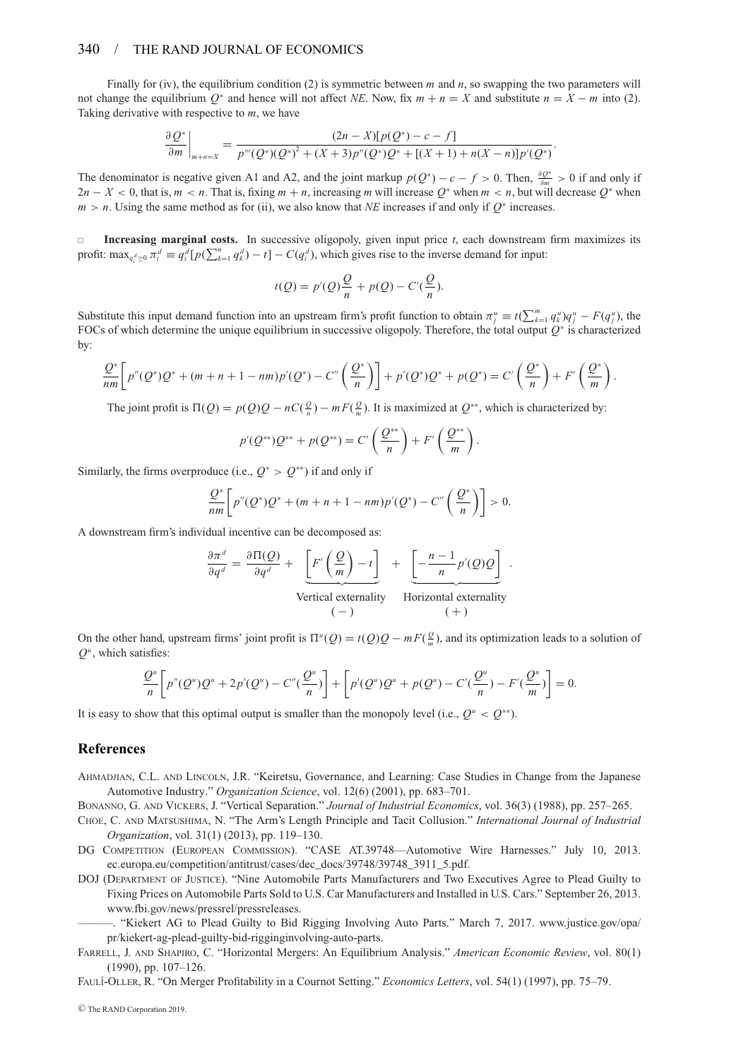Finally for (iv), the equilibrium condition (2) is symmetric between $m$ and $n$, so swapping the two parameters will not change the equilibrium $Q^*$ and hence will not affect $NE$. Now, fix $m + n = X$ and substitute $n = X - m$ into (2). Taking derivative with respective to $m$, we have

$$\left.\frac{\partial Q^*}{\partial m}\right|_{m+n=X} = \frac{(2n - X)[p(Q^*) - c - f]}{p'''(Q^*)(Q^*)^2 + (X+3)p''(Q^*)Q^* + [(X+1) + n(X-n)]p'(Q^*)}.$$

The denominator is negative given A1 and A2, and the joint markup $p(Q^*) - c - f > 0$. Then, $\frac{\partial Q^*}{\partial m} > 0$ if and only if $2n - X < 0$, that is, $m < n$. That is, fixing $m + n$, increasing $m$ will increase $Q^*$ when $m < n$, but will decrease $Q^*$ when $m > n$. Using the same method as for (ii), we also know that $NE$ increases if and only if $Q^*$ increases.

□ **Increasing marginal costs.** In successive oligopoly, given input price $t$, each downstream firm maximizes its profit: $\max_{q_i^d \geq 0} \pi_i^d \equiv q_i^d[p(\sum_{k=1}^n q_k^d) - t] - C(q_i^d)$, which gives rise to the inverse demand for input:

$$t(Q) = p'(Q)\frac{Q}{n} + p(Q) - C'(\frac{Q}{n}).$$

Substitute this input demand function into an upstream firm's profit function to obtain $\pi_j^u \equiv t(\sum_{k=1}^m q_k^u)q_j^u - F(q_j^u)$, the FOCs of which determine the unique equilibrium in successive oligopoly. Therefore, the total output $Q^*$ is characterized by:

$$\frac{Q^*}{nm}\left[p''(Q^*)Q^* + (m+n+1-nm)p'(Q^*) - C''\left(\frac{Q^*}{n}\right)\right] + p'(Q^*)Q^* + p(Q^*) = C'\left(\frac{Q^*}{n}\right) + F'\left(\frac{Q^*}{m}\right).$$

The joint profit is $\Pi(Q) = p(Q)Q - nC(\frac{Q}{n}) - mF(\frac{Q}{m})$. It is maximized at $Q^{**}$, which is characterized by:

$$p'(Q^{**})Q^{**} + p(Q^{**}) = C'\left(\frac{Q^{**}}{n}\right) + F'\left(\frac{Q^{**}}{m}\right).$$

Similarly, the firms overproduce (i.e., $Q^* > Q^{**}$) if and only if

$$\frac{Q^*}{nm}\left[p''(Q^*)Q^* + (m+n+1-nm)p'(Q^*) - C''\left(\frac{Q^*}{n}\right)\right] > 0.$$

A downstream firm's individual incentive can be decomposed as:

$$\frac{\partial \pi^d}{\partial q^d} = \frac{\partial \Pi(Q)}{\partial q^d} + \underbrace{\left[F'\left(\frac{Q}{m}\right) - t\right]}_{\substack{\text{Vertical externality} \\ (-)}} + \underbrace{\left[-\frac{n-1}{n}p'(Q)Q\right]}_{\substack{\text{Horizontal externality} \\ (+)}}.$$

On the other hand, upstream firms' joint profit is $\Pi^u(Q) = t(Q)Q - mF(\frac{Q}{m})$, and its optimization leads to a solution of $Q^u$, which satisfies:

$$\frac{Q^u}{n}\left[p''(Q^u)Q^u + 2p'(Q^u) - C''(\frac{Q^u}{n})\right] + \left[p'(Q^u)Q^u + p(Q^u) - C'(\frac{Q^u}{n}) - F'(\frac{Q^u}{m})\right] = 0.$$

It is easy to show that this optimal output is smaller than the monopoly level (i.e., $Q^u < Q^{**}$).

## References

Ahmadjian, C.L. and Lincoln, J.R. "Keiretsu, Governance, and Learning: Case Studies in Change from the Japanese Automotive Industry." *Organization Science*, vol. 12(6) (2001), pp. 683–701.

Bonanno, G. and Vickers, J. "Vertical Separation." *Journal of Industrial Economics*, vol. 36(3) (1988), pp. 257–265.

Choe, C. and Matsushima, N. "The Arm's Length Principle and Tacit Collusion." *International Journal of Industrial Organization*, vol. 31(1) (2013), pp. 119–130.

DG Competition (European Commission). "CASE AT.39748—Automotive Wire Harnesses." July 10, 2013. ec.europa.eu/competition/antitrust/cases/dec_docs/39748/39748_3911_5.pdf.

DOJ (Department of Justice). "Nine Automobile Parts Manufacturers and Two Executives Agree to Plead Guilty to Fixing Prices on Automobile Parts Sold to U.S. Car Manufacturers and Installed in U.S. Cars." September 26, 2013. www.fbi.gov/news/pressrel/pressreleases.

———. "Kiekert AG to Plead Guilty to Bid Rigging Involving Auto Parts." March 7, 2017. www.justice.gov/opa/pr/kiekert-ag-plead-guilty-bid-rigginginvolving-auto-parts.

Farrell, J. and Shapiro, C. "Horizontal Mergers: An Equilibrium Analysis." *American Economic Review*, vol. 80(1) (1990), pp. 107–126.

Faulí-Oller, R. "On Merger Profitability in a Cournot Setting." *Economics Letters*, vol. 54(1) (1997), pp. 75–79.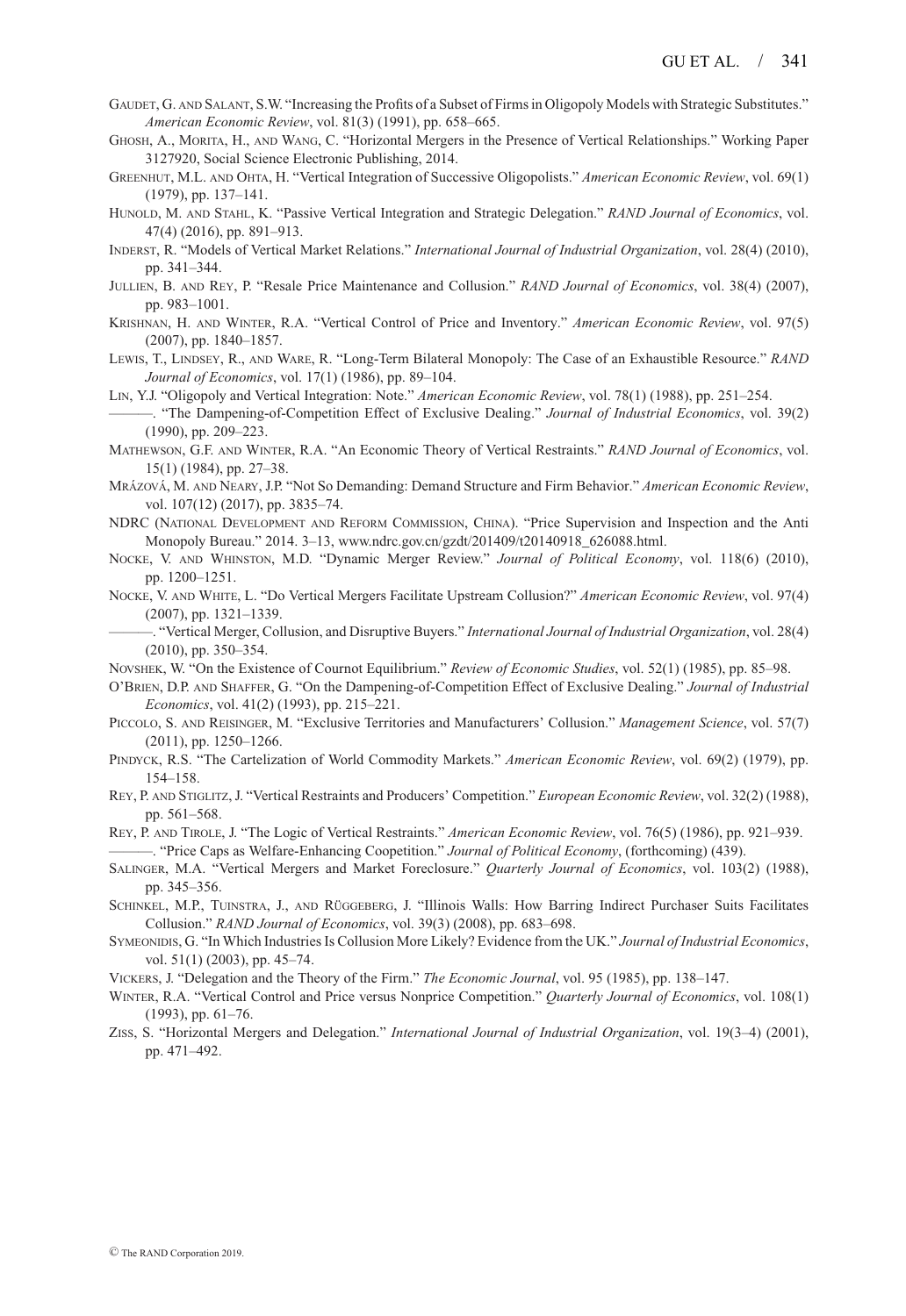Gaudet, G. and Salant, S.W. "Increasing the Profits of a Subset of Firms in Oligopoly Models with Strategic Substitutes." *American Economic Review*, vol. 81(3) (1991), pp. 658–665.

Ghosh, A., Morita, H., and Wang, C. "Horizontal Mergers in the Presence of Vertical Relationships." Working Paper 3127920, Social Science Electronic Publishing, 2014.

Greenhut, M.L. and Ohta, H. "Vertical Integration of Successive Oligopolists." *American Economic Review*, vol. 69(1) (1979), pp. 137–141.

Hunold, M. and Stahl, K. "Passive Vertical Integration and Strategic Delegation." *RAND Journal of Economics*, vol. 47(4) (2016), pp. 891–913.

Inderst, R. "Models of Vertical Market Relations." *International Journal of Industrial Organization*, vol. 28(4) (2010), pp. 341–344.

Jullien, B. and Rey, P. "Resale Price Maintenance and Collusion." *RAND Journal of Economics*, vol. 38(4) (2007), pp. 983–1001.

Krishnan, H. and Winter, R.A. "Vertical Control of Price and Inventory." *American Economic Review*, vol. 97(5) (2007), pp. 1840–1857.

Lewis, T., Lindsey, R., and Ware, R. "Long-Term Bilateral Monopoly: The Case of an Exhaustible Resource." *RAND Journal of Economics*, vol. 17(1) (1986), pp. 89–104.

Lin, Y.J. "Oligopoly and Vertical Integration: Note." *American Economic Review*, vol. 78(1) (1988), pp. 251–254.

———. "The Dampening-of-Competition Effect of Exclusive Dealing." *Journal of Industrial Economics*, vol. 39(2) (1990), pp. 209–223.

Mathewson, G.F. and Winter, R.A. "An Economic Theory of Vertical Restraints." *RAND Journal of Economics*, vol. 15(1) (1984), pp. 27–38.

Mrázová, M. and Neary, J.P. "Not So Demanding: Demand Structure and Firm Behavior." *American Economic Review*, vol. 107(12) (2017), pp. 3835–74.

NDRC (National Development and Reform Commission, China). "Price Supervision and Inspection and the Anti Monopoly Bureau." 2014. 3–13, www.ndrc.gov.cn/gzdt/201409/t20140918_626088.html.

Nocke, V. and Whinston, M.D. "Dynamic Merger Review." *Journal of Political Economy*, vol. 118(6) (2010), pp. 1200–1251.

Nocke, V. and White, L. "Do Vertical Mergers Facilitate Upstream Collusion?" *American Economic Review*, vol. 97(4) (2007), pp. 1321–1339.

———. "Vertical Merger, Collusion, and Disruptive Buyers." *International Journal of Industrial Organization*, vol. 28(4) (2010), pp. 350–354.

Novshek, W. "On the Existence of Cournot Equilibrium." *Review of Economic Studies*, vol. 52(1) (1985), pp. 85–98.

O'Brien, D.P. and Shaffer, G. "On the Dampening-of-Competition Effect of Exclusive Dealing." *Journal of Industrial Economics*, vol. 41(2) (1993), pp. 215–221.

Piccolo, S. and Reisinger, M. "Exclusive Territories and Manufacturers' Collusion." *Management Science*, vol. 57(7) (2011), pp. 1250–1266.

Pindyck, R.S. "The Cartelization of World Commodity Markets." *American Economic Review*, vol. 69(2) (1979), pp. 154–158.

Rey, P. and Stiglitz, J. "Vertical Restraints and Producers' Competition." *European Economic Review*, vol. 32(2) (1988), pp. 561–568.

Rey, P. and Tirole, J. "The Logic of Vertical Restraints." *American Economic Review*, vol. 76(5) (1986), pp. 921–939.

———. "Price Caps as Welfare-Enhancing Coopetition." *Journal of Political Economy*, (forthcoming) (439).

Salinger, M.A. "Vertical Mergers and Market Foreclosure." *Quarterly Journal of Economics*, vol. 103(2) (1988), pp. 345–356.

Schinkel, M.P., Tuinstra, J., and Rüggeberg, J. "Illinois Walls: How Barring Indirect Purchaser Suits Facilitates Collusion." *RAND Journal of Economics*, vol. 39(3) (2008), pp. 683–698.

Symeonidis, G. "In Which Industries Is Collusion More Likely? Evidence from the UK." *Journal of Industrial Economics*, vol. 51(1) (2003), pp. 45–74.

Vickers, J. "Delegation and the Theory of the Firm." *The Economic Journal*, vol. 95 (1985), pp. 138–147.

Winter, R.A. "Vertical Control and Price versus Nonprice Competition." *Quarterly Journal of Economics*, vol. 108(1) (1993), pp. 61–76.

Ziss, S. "Horizontal Mergers and Delegation." *International Journal of Industrial Organization*, vol. 19(3–4) (2001), pp. 471–492.